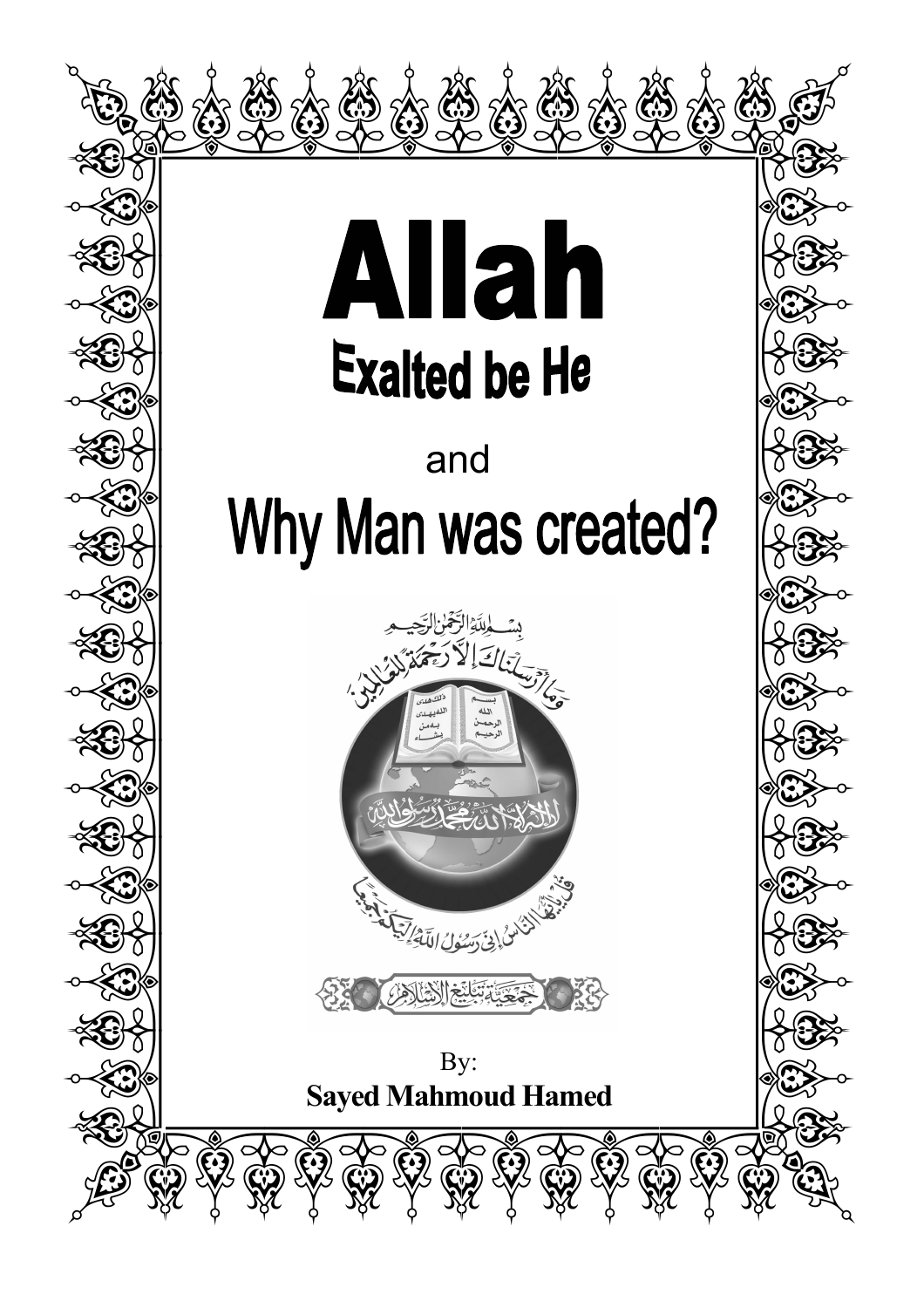# Allah

## Exalted be He

and

# Why Man was created?

By:

**Sayed Mahmoud Hamed**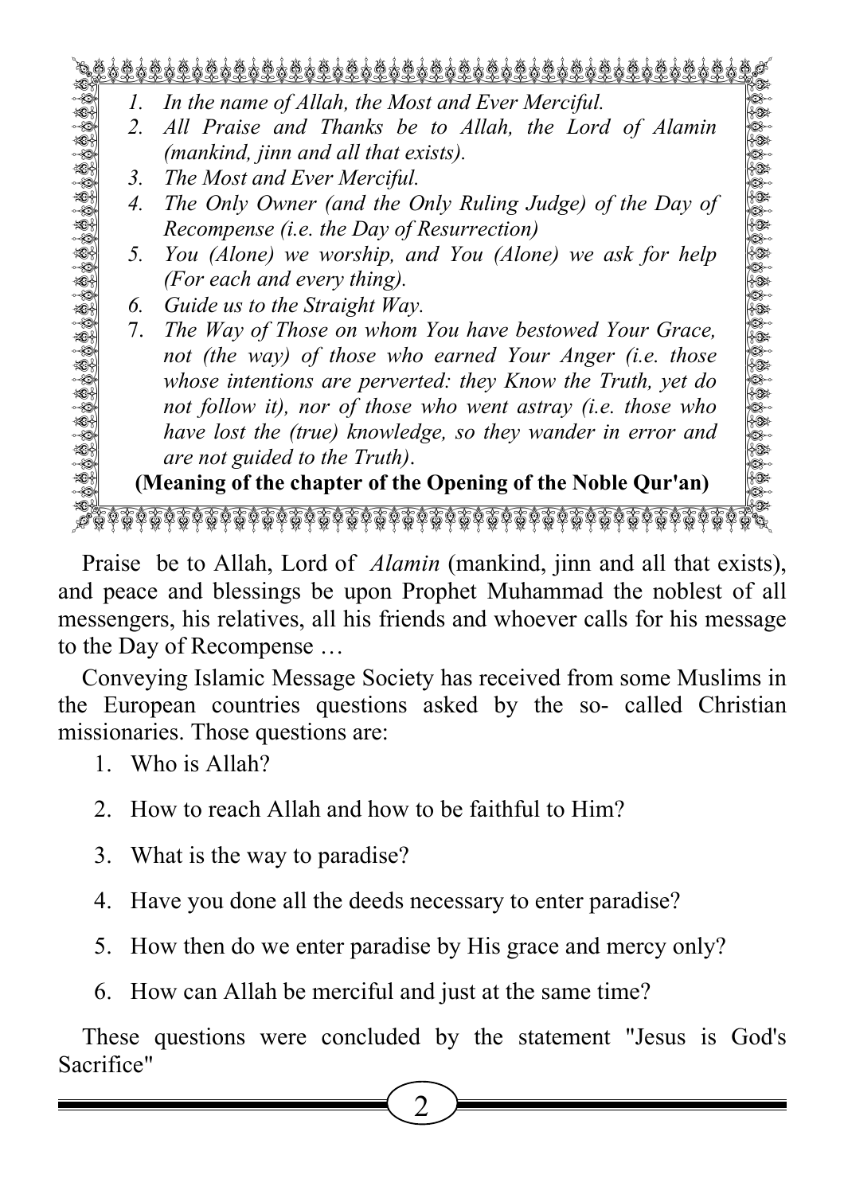1. *In the name of Allah, the Most and Ever Merciful.*
2. *All Praise and Thanks be to Allah, the Lord of Alamin (mankind, jinn and all that exists).*
3. *The Most and Ever Merciful.*
4. *The Only Owner (and the Only Ruling Judge) of the Day of Recompense (i.e. the Day of Resurrection)*
5. *You (Alone) we worship, and You (Alone) we ask for help (For each and every thing).*
6. *Guide us to the Straight Way.*
7. *The Way of Those on whom You have bestowed Your Grace, not (the way) of those who earned Your Anger (i.e. those whose intentions are perverted: they Know the Truth, yet do not follow it), nor of those who went astray (i.e. those who have lost the (true) knowledge, so they wander in error and are not guided to the Truth).*

**(Meaning of the chapter of the Opening of the Noble Qur'an)**

Praise be to Allah, Lord of *Alamin* (mankind, jinn and all that exists), and peace and blessings be upon Prophet Muhammad the noblest of all messengers, his relatives, all his friends and whoever calls for his message to the Day of Recompense …

Conveying Islamic Message Society has received from some Muslims in the European countries questions asked by the so- called Christian missionaries. Those questions are:

1. Who is Allah?
2. How to reach Allah and how to be faithful to Him?
3. What is the way to paradise?
4. Have you done all the deeds necessary to enter paradise?
5. How then do we enter paradise by His grace and mercy only?
6. How can Allah be merciful and just at the same time?

These questions were concluded by the statement "Jesus is God's Sacrifice"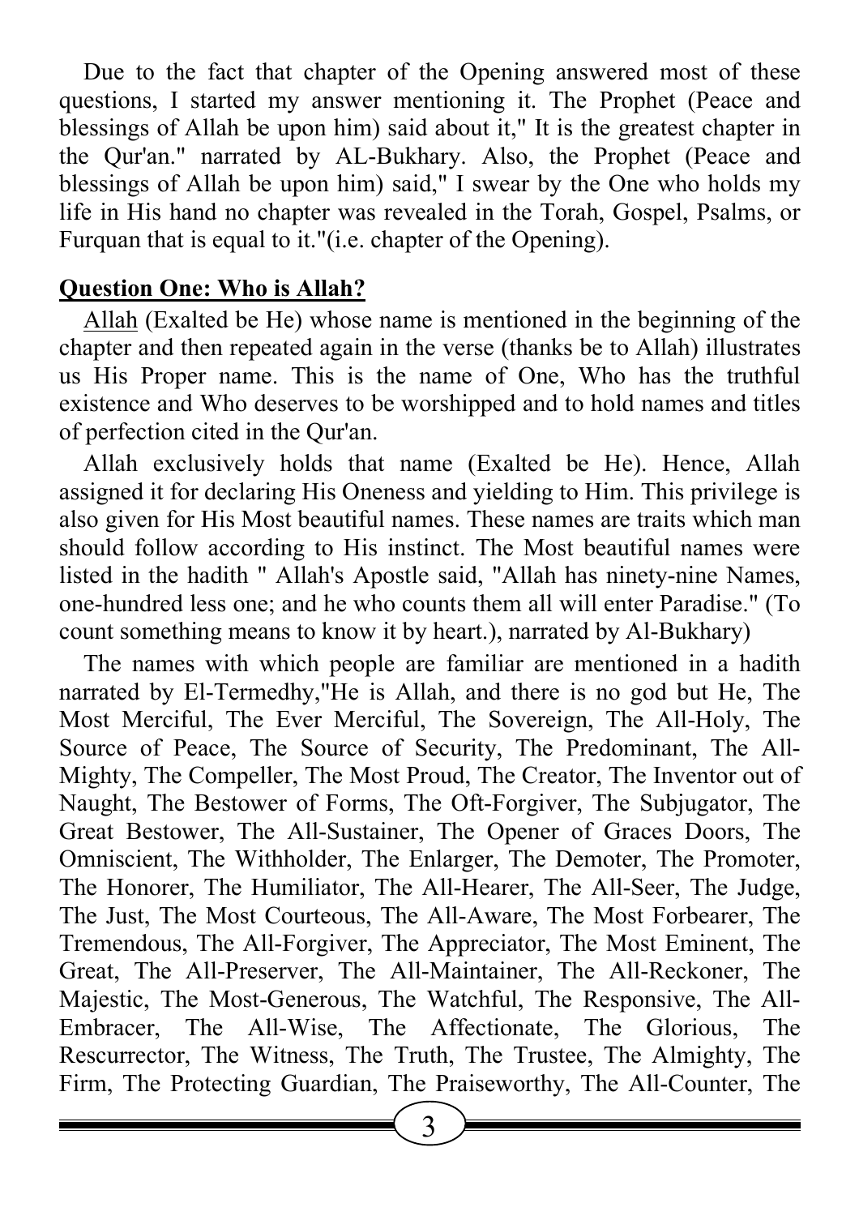Due to the fact that chapter of the Opening answered most of these questions, I started my answer mentioning it. The Prophet (Peace and blessings of Allah be upon him) said about it," It is the greatest chapter in the Qur'an." narrated by AL-Bukhary. Also, the Prophet (Peace and blessings of Allah be upon him) said," I swear by the One who holds my life in His hand no chapter was revealed in the Torah, Gospel, Psalms, or Furquan that is equal to it."(i.e. chapter of the Opening).

## Question One: Who is Allah?

Allah (Exalted be He) whose name is mentioned in the beginning of the chapter and then repeated again in the verse (thanks be to Allah) illustrates us His Proper name. This is the name of One, Who has the truthful existence and Who deserves to be worshipped and to hold names and titles of perfection cited in the Qur'an.

Allah exclusively holds that name (Exalted be He). Hence, Allah assigned it for declaring His Oneness and yielding to Him. This privilege is also given for His Most beautiful names. These names are traits which man should follow according to His instinct. The Most beautiful names were listed in the hadith " Allah's Apostle said, "Allah has ninety-nine Names, one-hundred less one; and he who counts them all will enter Paradise." (To count something means to know it by heart.), narrated by Al-Bukhary)

The names with which people are familiar are mentioned in a hadith narrated by El-Termedhy,"He is Allah, and there is no god but He, The Most Merciful, The Ever Merciful, The Sovereign, The All-Holy, The Source of Peace, The Source of Security, The Predominant, The All-Mighty, The Compeller, The Most Proud, The Creator, The Inventor out of Naught, The Bestower of Forms, The Oft-Forgiver, The Subjugator, The Great Bestower, The All-Sustainer, The Opener of Graces Doors, The Omniscient, The Withholder, The Enlarger, The Demoter, The Promoter, The Honorer, The Humiliator, The All-Hearer, The All-Seer, The Judge, The Just, The Most Courteous, The All-Aware, The Most Forbearer, The Tremendous, The All-Forgiver, The Appreciator, The Most Eminent, The Great, The All-Preserver, The All-Maintainer, The All-Reckoner, The Majestic, The Most-Generous, The Watchful, The Responsive, The All-Embracer, The All-Wise, The Affectionate, The Glorious, The Rescurrector, The Witness, The Truth, The Trustee, The Almighty, The Firm, The Protecting Guardian, The Praiseworthy, The All-Counter, The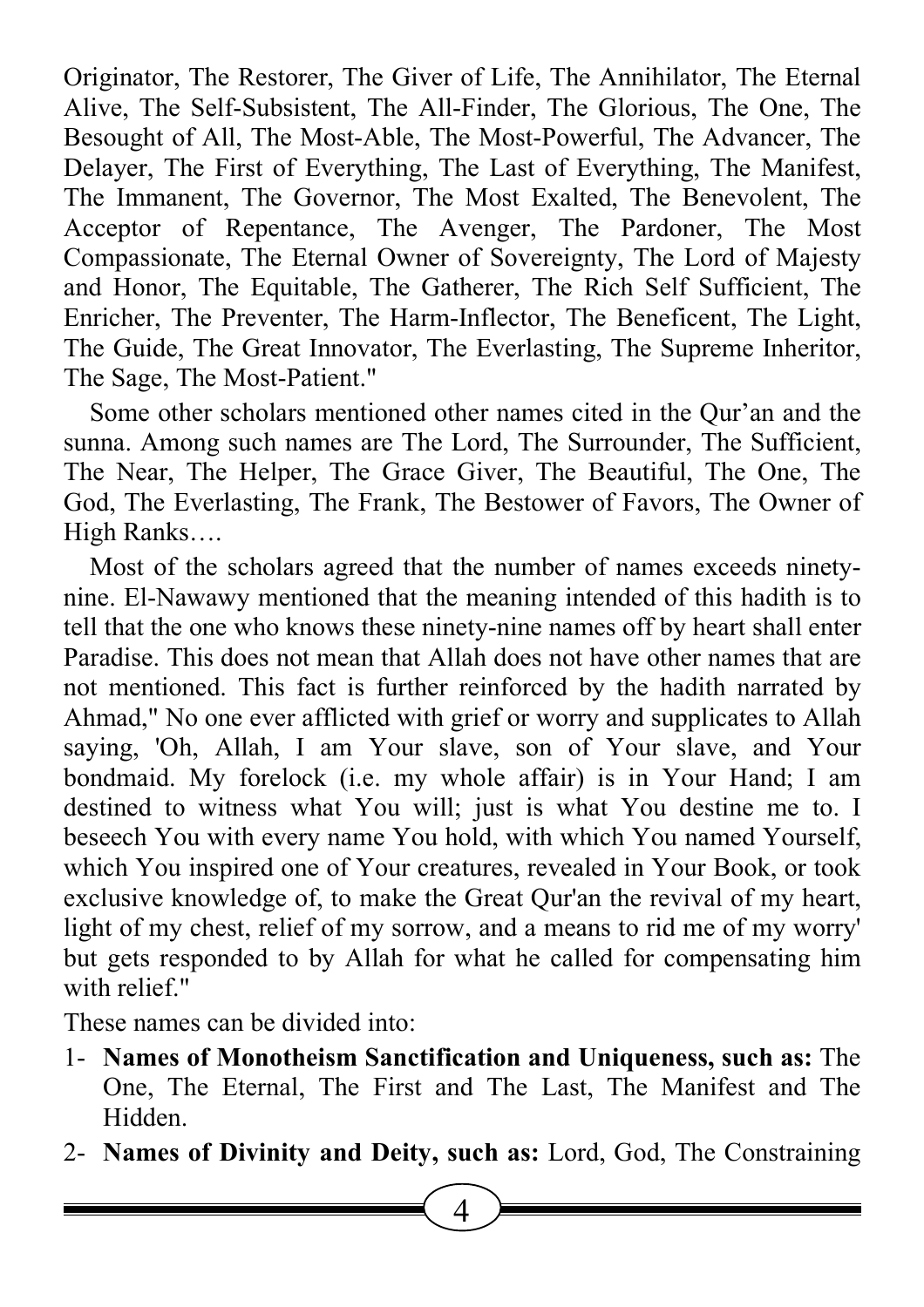Originator, The Restorer, The Giver of Life, The Annihilator, The Eternal Alive, The Self-Subsistent, The All-Finder, The Glorious, The One, The Besought of All, The Most-Able, The Most-Powerful, The Advancer, The Delayer, The First of Everything, The Last of Everything, The Manifest, The Immanent, The Governor, The Most Exalted, The Benevolent, The Acceptor of Repentance, The Avenger, The Pardoner, The Most Compassionate, The Eternal Owner of Sovereignty, The Lord of Majesty and Honor, The Equitable, The Gatherer, The Rich Self Sufficient, The Enricher, The Preventer, The Harm-Inflector, The Beneficent, The Light, The Guide, The Great Innovator, The Everlasting, The Supreme Inheritor, The Sage, The Most-Patient."

Some other scholars mentioned other names cited in the Qur'an and the sunna. Among such names are The Lord, The Surrounder, The Sufficient, The Near, The Helper, The Grace Giver, The Beautiful, The One, The God, The Everlasting, The Frank, The Bestower of Favors, The Owner of High Ranks….

Most of the scholars agreed that the number of names exceeds ninety-nine. El-Nawawy mentioned that the meaning intended of this hadith is to tell that the one who knows these ninety-nine names off by heart shall enter Paradise. This does not mean that Allah does not have other names that are not mentioned. This fact is further reinforced by the hadith narrated by Ahmad," No one ever afflicted with grief or worry and supplicates to Allah saying, 'Oh, Allah, I am Your slave, son of Your slave, and Your bondmaid. My forelock (i.e. my whole affair) is in Your Hand; I am destined to witness what You will; just is what You destine me to. I beseech You with every name You hold, with which You named Yourself, which You inspired one of Your creatures, revealed in Your Book, or took exclusive knowledge of, to make the Great Qur'an the revival of my heart, light of my chest, relief of my sorrow, and a means to rid me of my worry' but gets responded to by Allah for what he called for compensating him with relief."

These names can be divided into:

1- **Names of Monotheism Sanctification and Uniqueness, such as:** The One, The Eternal, The First and The Last, The Manifest and The Hidden.
2- **Names of Divinity and Deity, such as:** Lord, God, The Constraining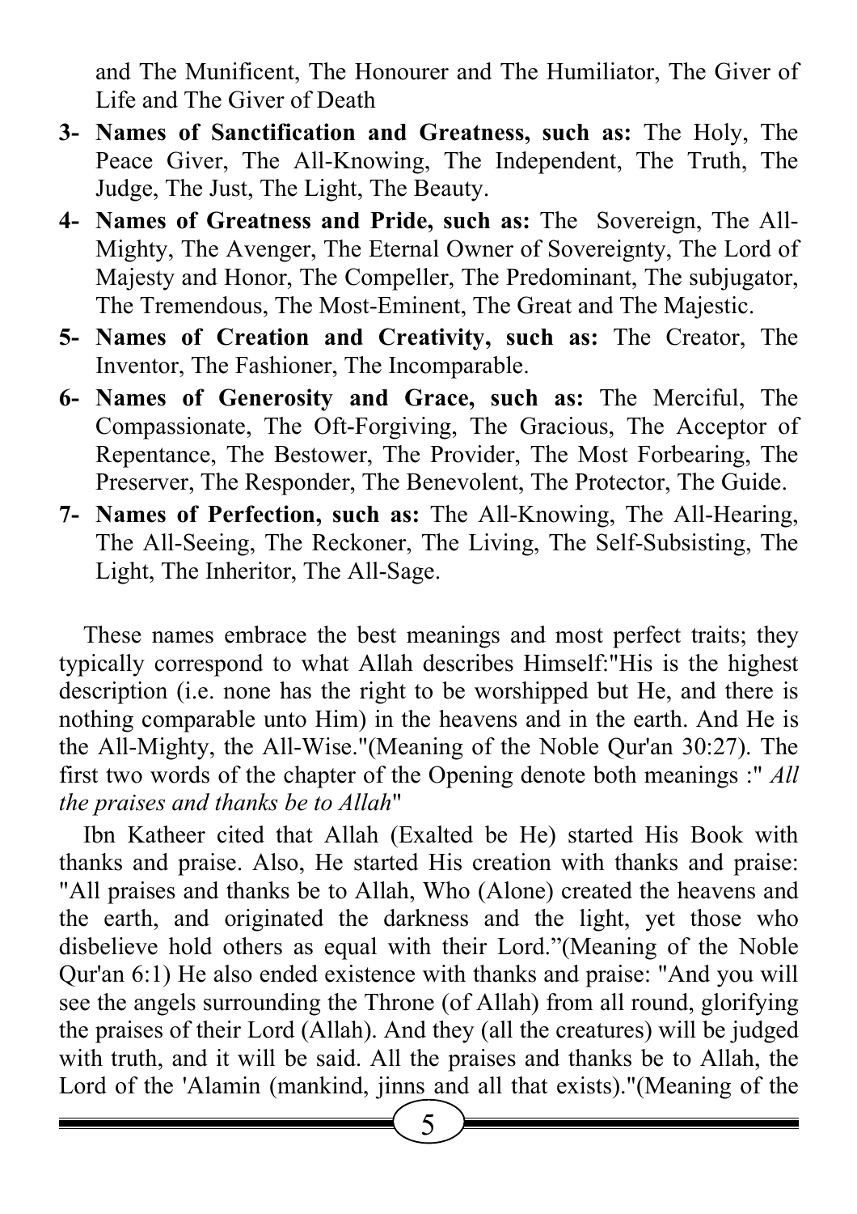and The Munificent, The Honourer and The Humiliator, The Giver of Life and The Giver of Death

3- **Names of Sanctification and Greatness, such as:** The Holy, The Peace Giver, The All-Knowing, The Independent, The Truth, The Judge, The Just, The Light, The Beauty.
4- **Names of Greatness and Pride, such as:** The Sovereign, The All-Mighty, The Avenger, The Eternal Owner of Sovereignty, The Lord of Majesty and Honor, The Compeller, The Predominant, The subjugator, The Tremendous, The Most-Eminent, The Great and The Majestic.
5- **Names of Creation and Creativity, such as:** The Creator, The Inventor, The Fashioner, The Incomparable.
6- **Names of Generosity and Grace, such as:** The Merciful, The Compassionate, The Oft-Forgiving, The Gracious, The Acceptor of Repentance, The Bestower, The Provider, The Most Forbearing, The Preserver, The Responder, The Benevolent, The Protector, The Guide.
7- **Names of Perfection, such as:** The All-Knowing, The All-Hearing, The All-Seeing, The Reckoner, The Living, The Self-Subsisting, The Light, The Inheritor, The All-Sage.

These names embrace the best meanings and most perfect traits; they typically correspond to what Allah describes Himself:"His is the highest description (i.e. none has the right to be worshipped but He, and there is nothing comparable unto Him) in the heavens and in the earth. And He is the All-Mighty, the All-Wise."(Meaning of the Noble Qur'an 30:27). The first two words of the chapter of the Opening denote both meanings :" *All the praises and thanks be to Allah*"

Ibn Katheer cited that Allah (Exalted be He) started His Book with thanks and praise. Also, He started His creation with thanks and praise: "All praises and thanks be to Allah, Who (Alone) created the heavens and the earth, and originated the darkness and the light, yet those who disbelieve hold others as equal with their Lord."(Meaning of the Noble Qur'an 6:1) He also ended existence with thanks and praise: "And you will see the angels surrounding the Throne (of Allah) from all round, glorifying the praises of their Lord (Allah). And they (all the creatures) will be judged with truth, and it will be said. All the praises and thanks be to Allah, the Lord of the 'Alamin (mankind, jinns and all that exists)."(Meaning of the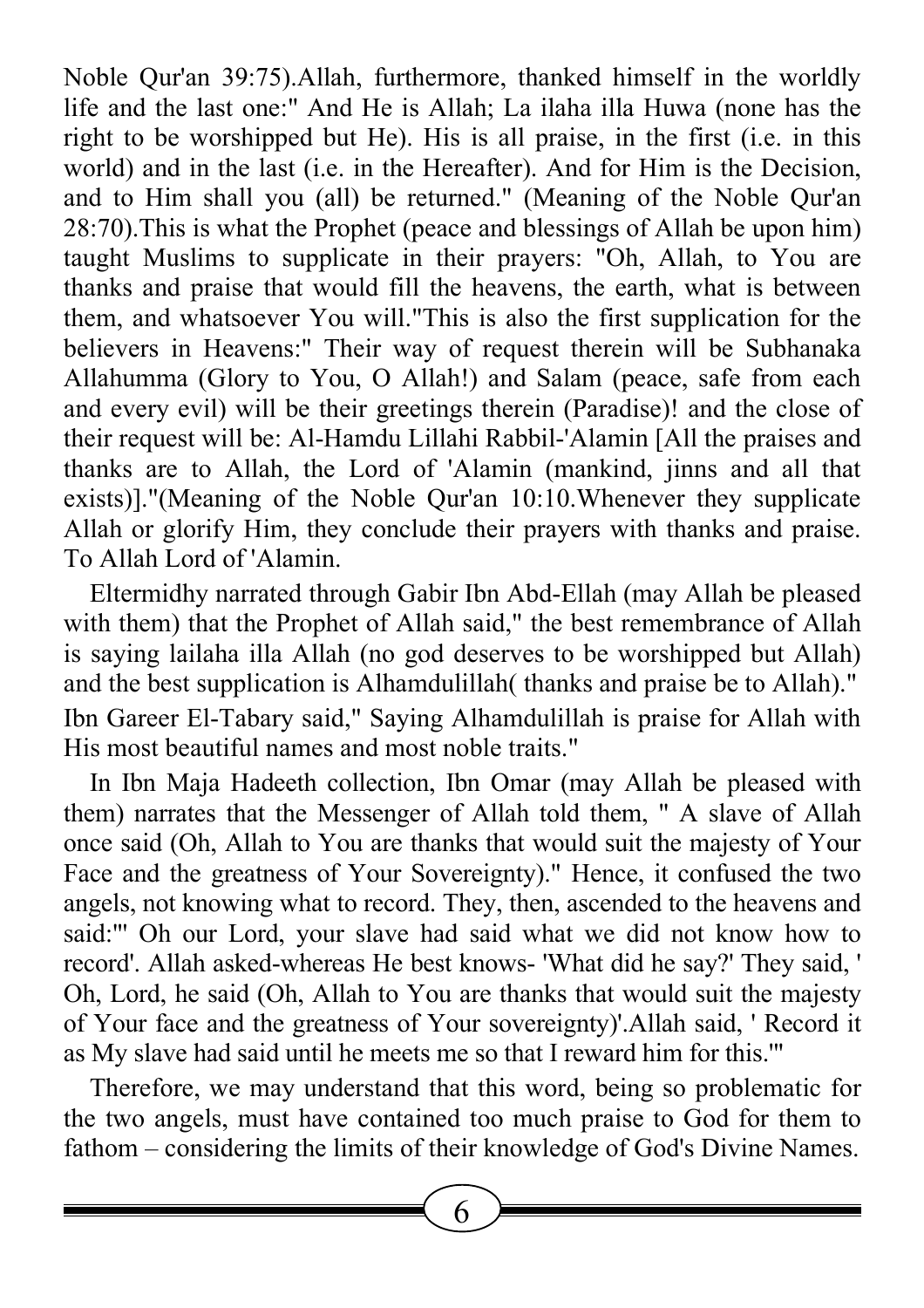Noble Qur'an 39:75).Allah, furthermore, thanked himself in the worldly life and the last one:" And He is Allah; La ilaha illa Huwa (none has the right to be worshipped but He). His is all praise, in the first (i.e. in this world) and in the last (i.e. in the Hereafter). And for Him is the Decision, and to Him shall you (all) be returned." (Meaning of the Noble Qur'an 28:70).This is what the Prophet (peace and blessings of Allah be upon him) taught Muslims to supplicate in their prayers: "Oh, Allah, to You are thanks and praise that would fill the heavens, the earth, what is between them, and whatsoever You will."This is also the first supplication for the believers in Heavens:" Their way of request therein will be Subhanaka Allahumma (Glory to You, O Allah!) and Salam (peace, safe from each and every evil) will be their greetings therein (Paradise)! and the close of their request will be: Al-Hamdu Lillahi Rabbil-'Alamin [All the praises and thanks are to Allah, the Lord of 'Alamin (mankind, jinns and all that exists)]."(Meaning of the Noble Qur'an 10:10.Whenever they supplicate Allah or glorify Him, they conclude their prayers with thanks and praise. To Allah Lord of 'Alamin.

Eltermidhy narrated through Gabir Ibn Abd-Ellah (may Allah be pleased with them) that the Prophet of Allah said," the best remembrance of Allah is saying lailaha illa Allah (no god deserves to be worshipped but Allah) and the best supplication is Alhamdulillah( thanks and praise be to Allah)." Ibn Gareer El-Tabary said," Saying Alhamdulillah is praise for Allah with His most beautiful names and most noble traits."

In Ibn Maja Hadeeth collection, Ibn Omar (may Allah be pleased with them) narrates that the Messenger of Allah told them, " A slave of Allah once said (Oh, Allah to You are thanks that would suit the majesty of Your Face and the greatness of Your Sovereignty)." Hence, it confused the two angels, not knowing what to record. They, then, ascended to the heavens and said:"' Oh our Lord, your slave had said what we did not know how to record'. Allah asked-whereas He best knows- 'What did he say?' They said, ' Oh, Lord, he said (Oh, Allah to You are thanks that would suit the majesty of Your face and the greatness of Your sovereignty)'.Allah said, ' Record it as My slave had said until he meets me so that I reward him for this.'"

Therefore, we may understand that this word, being so problematic for the two angels, must have contained too much praise to God for them to fathom – considering the limits of their knowledge of God's Divine Names.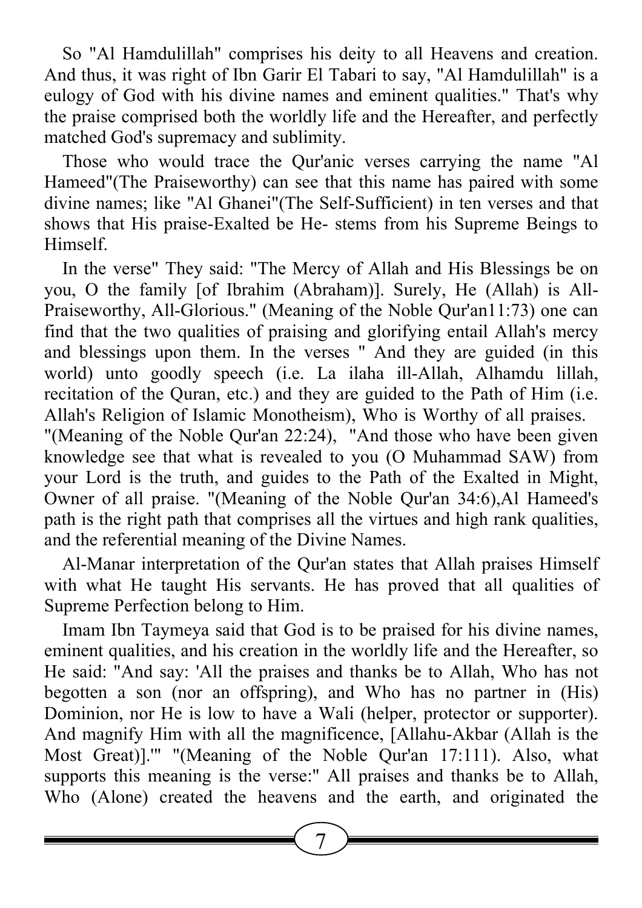So "Al Hamdulillah" comprises his deity to all Heavens and creation. And thus, it was right of Ibn Garir El Tabari to say, "Al Hamdulillah" is a eulogy of God with his divine names and eminent qualities." That's why the praise comprised both the worldly life and the Hereafter, and perfectly matched God's supremacy and sublimity.

Those who would trace the Qur'anic verses carrying the name "Al Hameed"(The Praiseworthy) can see that this name has paired with some divine names; like "Al Ghanei"(The Self-Sufficient) in ten verses and that shows that His praise-Exalted be He- stems from his Supreme Beings to Himself.

In the verse" They said: "The Mercy of Allah and His Blessings be on you, O the family [of Ibrahim (Abraham)]. Surely, He (Allah) is All-Praiseworthy, All-Glorious." (Meaning of the Noble Qur'an11:73) one can find that the two qualities of praising and glorifying entail Allah's mercy and blessings upon them. In the verses " And they are guided (in this world) unto goodly speech (i.e. La ilaha ill-Allah, Alhamdu lillah, recitation of the Quran, etc.) and they are guided to the Path of Him (i.e. Allah's Religion of Islamic Monotheism), Who is Worthy of all praises. "(Meaning of the Noble Qur'an 22:24), "And those who have been given knowledge see that what is revealed to you (O Muhammad SAW) from your Lord is the truth, and guides to the Path of the Exalted in Might, Owner of all praise. "(Meaning of the Noble Qur'an 34:6),Al Hameed's path is the right path that comprises all the virtues and high rank qualities, and the referential meaning of the Divine Names.

Al-Manar interpretation of the Qur'an states that Allah praises Himself with what He taught His servants. He has proved that all qualities of Supreme Perfection belong to Him.

Imam Ibn Taymeya said that God is to be praised for his divine names, eminent qualities, and his creation in the worldly life and the Hereafter, so He said: "And say: 'All the praises and thanks be to Allah, Who has not begotten a son (nor an offspring), and Who has no partner in (His) Dominion, nor He is low to have a Wali (helper, protector or supporter). And magnify Him with all the magnificence, [Allahu-Akbar (Allah is the Most Great)].'" "(Meaning of the Noble Qur'an 17:111). Also, what supports this meaning is the verse:" All praises and thanks be to Allah, Who (Alone) created the heavens and the earth, and originated the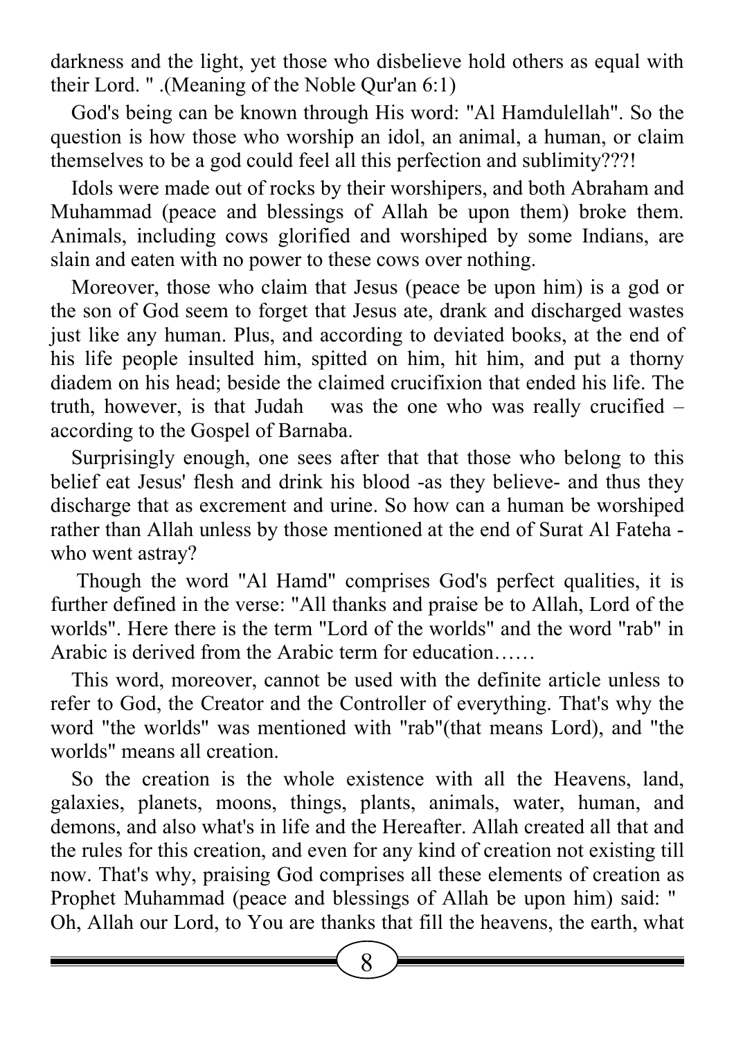darkness and the light, yet those who disbelieve hold others as equal with their Lord. " .(Meaning of the Noble Qur'an 6:1)

God's being can be known through His word: "Al Hamdulellah". So the question is how those who worship an idol, an animal, a human, or claim themselves to be a god could feel all this perfection and sublimity???!

Idols were made out of rocks by their worshipers, and both Abraham and Muhammad (peace and blessings of Allah be upon them) broke them. Animals, including cows glorified and worshiped by some Indians, are slain and eaten with no power to these cows over nothing.

Moreover, those who claim that Jesus (peace be upon him) is a god or the son of God seem to forget that Jesus ate, drank and discharged wastes just like any human. Plus, and according to deviated books, at the end of his life people insulted him, spitted on him, hit him, and put a thorny diadem on his head; beside the claimed crucifixion that ended his life. The truth, however, is that Judah was the one who was really crucified – according to the Gospel of Barnaba.

Surprisingly enough, one sees after that that those who belong to this belief eat Jesus' flesh and drink his blood -as they believe- and thus they discharge that as excrement and urine. So how can a human be worshiped rather than Allah unless by those mentioned at the end of Surat Al Fateha - who went astray?

Though the word "Al Hamd" comprises God's perfect qualities, it is further defined in the verse: "All thanks and praise be to Allah, Lord of the worlds". Here there is the term "Lord of the worlds" and the word "rab" in Arabic is derived from the Arabic term for education……

This word, moreover, cannot be used with the definite article unless to refer to God, the Creator and the Controller of everything. That's why the word "the worlds" was mentioned with "rab"(that means Lord), and "the worlds" means all creation.

So the creation is the whole existence with all the Heavens, land, galaxies, planets, moons, things, plants, animals, water, human, and demons, and also what's in life and the Hereafter. Allah created all that and the rules for this creation, and even for any kind of creation not existing till now. That's why, praising God comprises all these elements of creation as Prophet Muhammad (peace and blessings of Allah be upon him) said: " Oh, Allah our Lord, to You are thanks that fill the heavens, the earth, what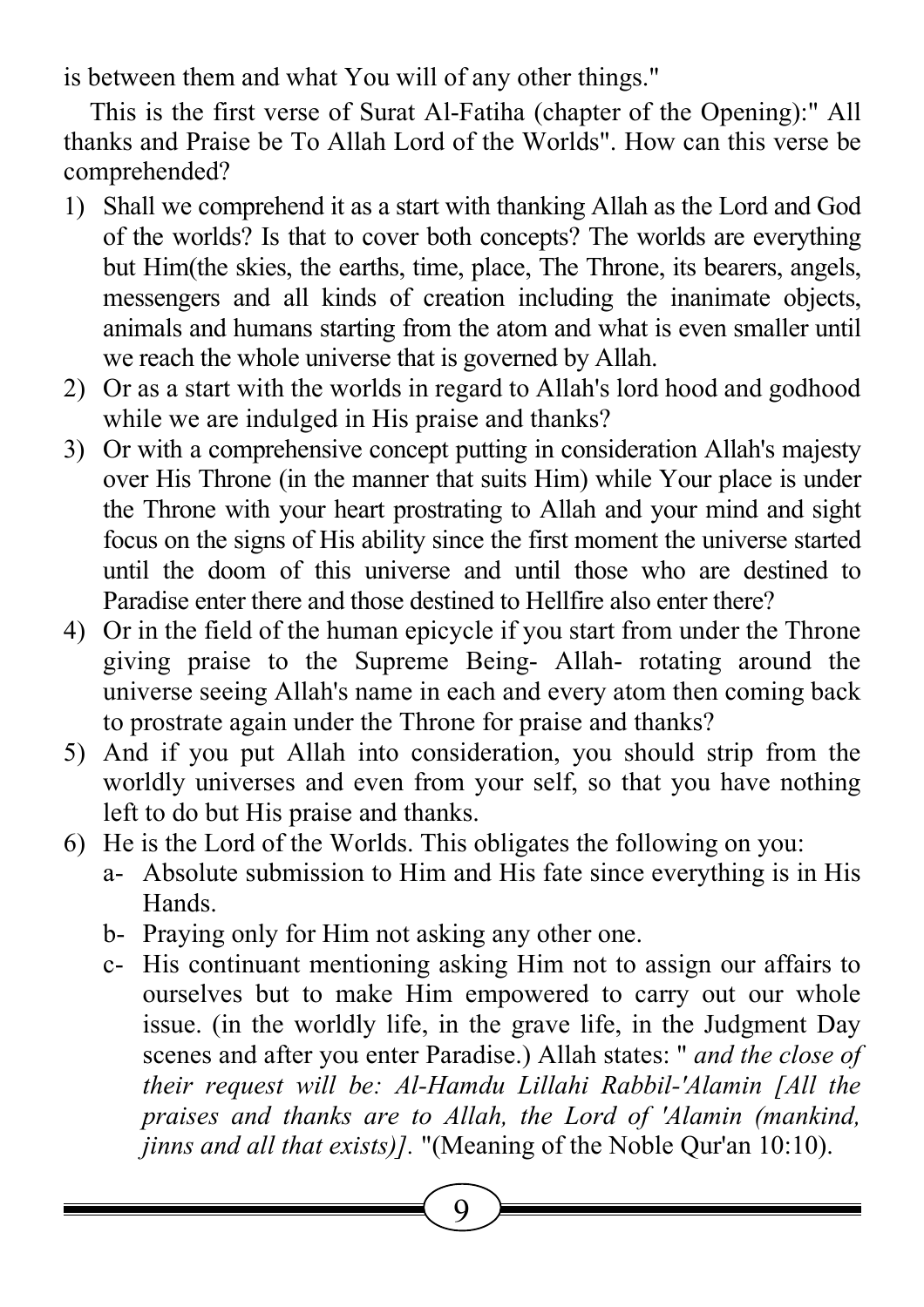is between them and what You will of any other things."

This is the first verse of Surat Al-Fatiha (chapter of the Opening):" All thanks and Praise be To Allah Lord of the Worlds". How can this verse be comprehended?

1) Shall we comprehend it as a start with thanking Allah as the Lord and God of the worlds? Is that to cover both concepts? The worlds are everything but Him(the skies, the earths, time, place, The Throne, its bearers, angels, messengers and all kinds of creation including the inanimate objects, animals and humans starting from the atom and what is even smaller until we reach the whole universe that is governed by Allah.
2) Or as a start with the worlds in regard to Allah's lord hood and godhood while we are indulged in His praise and thanks?
3) Or with a comprehensive concept putting in consideration Allah's majesty over His Throne (in the manner that suits Him) while Your place is under the Throne with your heart prostrating to Allah and your mind and sight focus on the signs of His ability since the first moment the universe started until the doom of this universe and until those who are destined to Paradise enter there and those destined to Hellfire also enter there?
4) Or in the field of the human epicycle if you start from under the Throne giving praise to the Supreme Being- Allah- rotating around the universe seeing Allah's name in each and every atom then coming back to prostrate again under the Throne for praise and thanks?
5) And if you put Allah into consideration, you should strip from the worldly universes and even from your self, so that you have nothing left to do but His praise and thanks.
6) He is the Lord of the Worlds. This obligates the following on you:
   a- Absolute submission to Him and His fate since everything is in His Hands.
   b- Praying only for Him not asking any other one.
   c- His continuant mentioning asking Him not to assign our affairs to ourselves but to make Him empowered to carry out our whole issue. (in the worldly life, in the grave life, in the Judgment Day scenes and after you enter Paradise.) Allah states: " *and the close of their request will be: Al-Hamdu Lillahi Rabbil-'Alamin [All the praises and thanks are to Allah, the Lord of 'Alamin (mankind, jinns and all that exists)].* "(Meaning of the Noble Qur'an 10:10).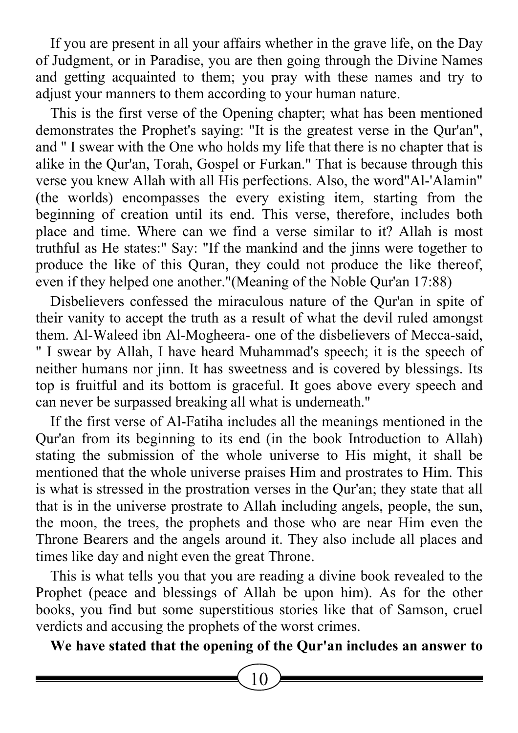If you are present in all your affairs whether in the grave life, on the Day of Judgment, or in Paradise, you are then going through the Divine Names and getting acquainted to them; you pray with these names and try to adjust your manners to them according to your human nature.

This is the first verse of the Opening chapter; what has been mentioned demonstrates the Prophet's saying: "It is the greatest verse in the Qur'an", and " I swear with the One who holds my life that there is no chapter that is alike in the Qur'an, Torah, Gospel or Furkan." That is because through this verse you knew Allah with all His perfections. Also, the word"Al-'Alamin" (the worlds) encompasses the every existing item, starting from the beginning of creation until its end. This verse, therefore, includes both place and time. Where can we find a verse similar to it? Allah is most truthful as He states:" Say: "If the mankind and the jinns were together to produce the like of this Quran, they could not produce the like thereof, even if they helped one another."(Meaning of the Noble Qur'an 17:88)

Disbelievers confessed the miraculous nature of the Qur'an in spite of their vanity to accept the truth as a result of what the devil ruled amongst them. Al-Waleed ibn Al-Mogheera- one of the disbelievers of Mecca-said, " I swear by Allah, I have heard Muhammad's speech; it is the speech of neither humans nor jinn. It has sweetness and is covered by blessings. Its top is fruitful and its bottom is graceful. It goes above every speech and can never be surpassed breaking all what is underneath."

If the first verse of Al-Fatiha includes all the meanings mentioned in the Qur'an from its beginning to its end (in the book Introduction to Allah) stating the submission of the whole universe to His might, it shall be mentioned that the whole universe praises Him and prostrates to Him. This is what is stressed in the prostration verses in the Qur'an; they state that all that is in the universe prostrate to Allah including angels, people, the sun, the moon, the trees, the prophets and those who are near Him even the Throne Bearers and the angels around it. They also include all places and times like day and night even the great Throne.

This is what tells you that you are reading a divine book revealed to the Prophet (peace and blessings of Allah be upon him). As for the other books, you find but some superstitious stories like that of Samson, cruel verdicts and accusing the prophets of the worst crimes.

**We have stated that the opening of the Qur'an includes an answer to**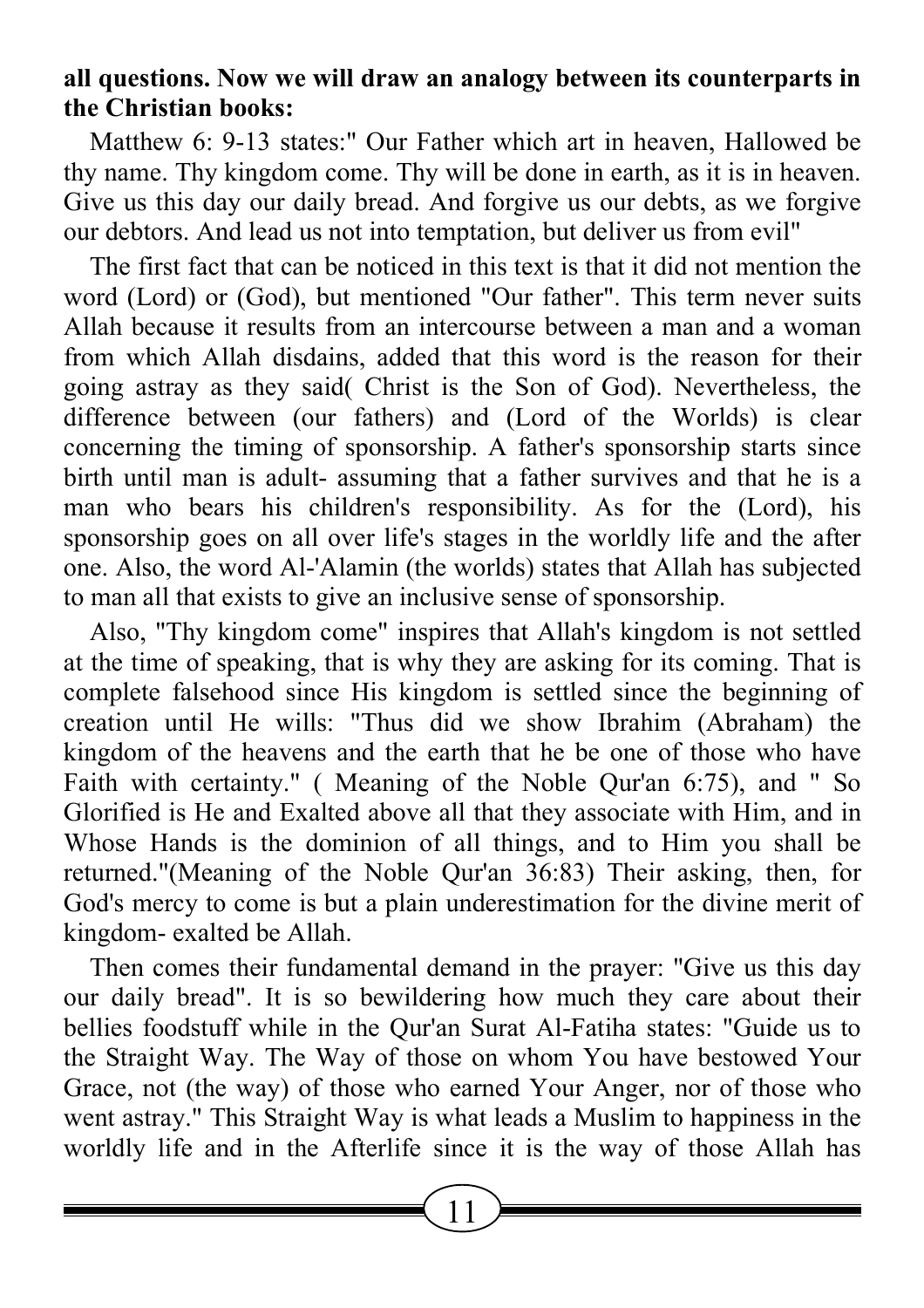**all questions. Now we will draw an analogy between its counterparts in the Christian books:**

Matthew 6: 9-13 states:" Our Father which art in heaven, Hallowed be thy name. Thy kingdom come. Thy will be done in earth, as it is in heaven. Give us this day our daily bread. And forgive us our debts, as we forgive our debtors. And lead us not into temptation, but deliver us from evil"

The first fact that can be noticed in this text is that it did not mention the word (Lord) or (God), but mentioned "Our father". This term never suits Allah because it results from an intercourse between a man and a woman from which Allah disdains, added that this word is the reason for their going astray as they said( Christ is the Son of God). Nevertheless, the difference between (our fathers) and (Lord of the Worlds) is clear concerning the timing of sponsorship. A father's sponsorship starts since birth until man is adult- assuming that a father survives and that he is a man who bears his children's responsibility. As for the (Lord), his sponsorship goes on all over life's stages in the worldly life and the after one. Also, the word Al-'Alamin (the worlds) states that Allah has subjected to man all that exists to give an inclusive sense of sponsorship.

Also, "Thy kingdom come" inspires that Allah's kingdom is not settled at the time of speaking, that is why they are asking for its coming. That is complete falsehood since His kingdom is settled since the beginning of creation until He wills: "Thus did we show Ibrahim (Abraham) the kingdom of the heavens and the earth that he be one of those who have Faith with certainty." ( Meaning of the Noble Qur'an 6:75), and " So Glorified is He and Exalted above all that they associate with Him, and in Whose Hands is the dominion of all things, and to Him you shall be returned."(Meaning of the Noble Qur'an 36:83) Their asking, then, for God's mercy to come is but a plain underestimation for the divine merit of kingdom- exalted be Allah.

Then comes their fundamental demand in the prayer: "Give us this day our daily bread". It is so bewildering how much they care about their bellies foodstuff while in the Qur'an Surat Al-Fatiha states: "Guide us to the Straight Way. The Way of those on whom You have bestowed Your Grace, not (the way) of those who earned Your Anger, nor of those who went astray." This Straight Way is what leads a Muslim to happiness in the worldly life and in the Afterlife since it is the way of those Allah has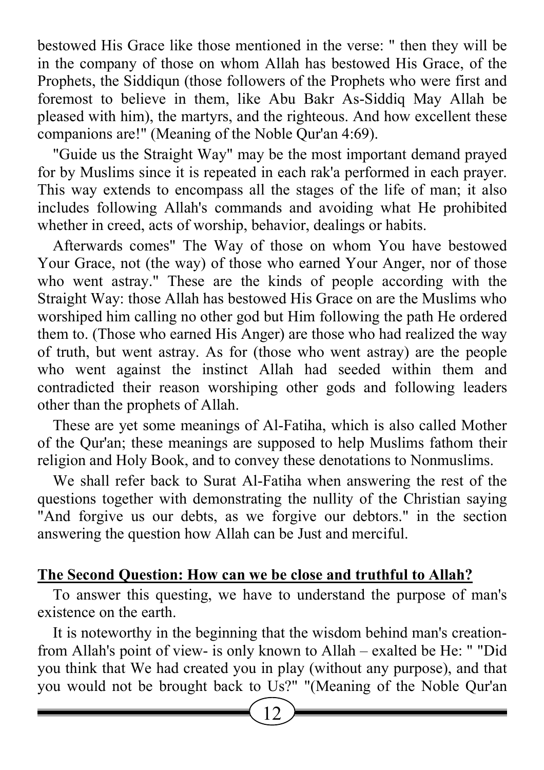bestowed His Grace like those mentioned in the verse: " then they will be in the company of those on whom Allah has bestowed His Grace, of the Prophets, the Siddiqun (those followers of the Prophets who were first and foremost to believe in them, like Abu Bakr As-Siddiq May Allah be pleased with him), the martyrs, and the righteous. And how excellent these companions are!" (Meaning of the Noble Qur'an 4:69).

"Guide us the Straight Way" may be the most important demand prayed for by Muslims since it is repeated in each rak'a performed in each prayer. This way extends to encompass all the stages of the life of man; it also includes following Allah's commands and avoiding what He prohibited whether in creed, acts of worship, behavior, dealings or habits.

Afterwards comes" The Way of those on whom You have bestowed Your Grace, not (the way) of those who earned Your Anger, nor of those who went astray." These are the kinds of people according with the Straight Way: those Allah has bestowed His Grace on are the Muslims who worshiped him calling no other god but Him following the path He ordered them to. (Those who earned His Anger) are those who had realized the way of truth, but went astray. As for (those who went astray) are the people who went against the instinct Allah had seeded within them and contradicted their reason worshiping other gods and following leaders other than the prophets of Allah.

These are yet some meanings of Al-Fatiha, which is also called Mother of the Qur'an; these meanings are supposed to help Muslims fathom their religion and Holy Book, and to convey these denotations to Nonmuslims.

We shall refer back to Surat Al-Fatiha when answering the rest of the questions together with demonstrating the nullity of the Christian saying "And forgive us our debts, as we forgive our debtors." in the section answering the question how Allah can be Just and merciful.

**The Second Question: How can we be close and truthful to Allah?**

To answer this questing, we have to understand the purpose of man's existence on the earth.

It is noteworthy in the beginning that the wisdom behind man's creation- from Allah's point of view- is only known to Allah – exalted be He: " "Did you think that We had created you in play (without any purpose), and that you would not be brought back to Us?" "(Meaning of the Noble Qur'an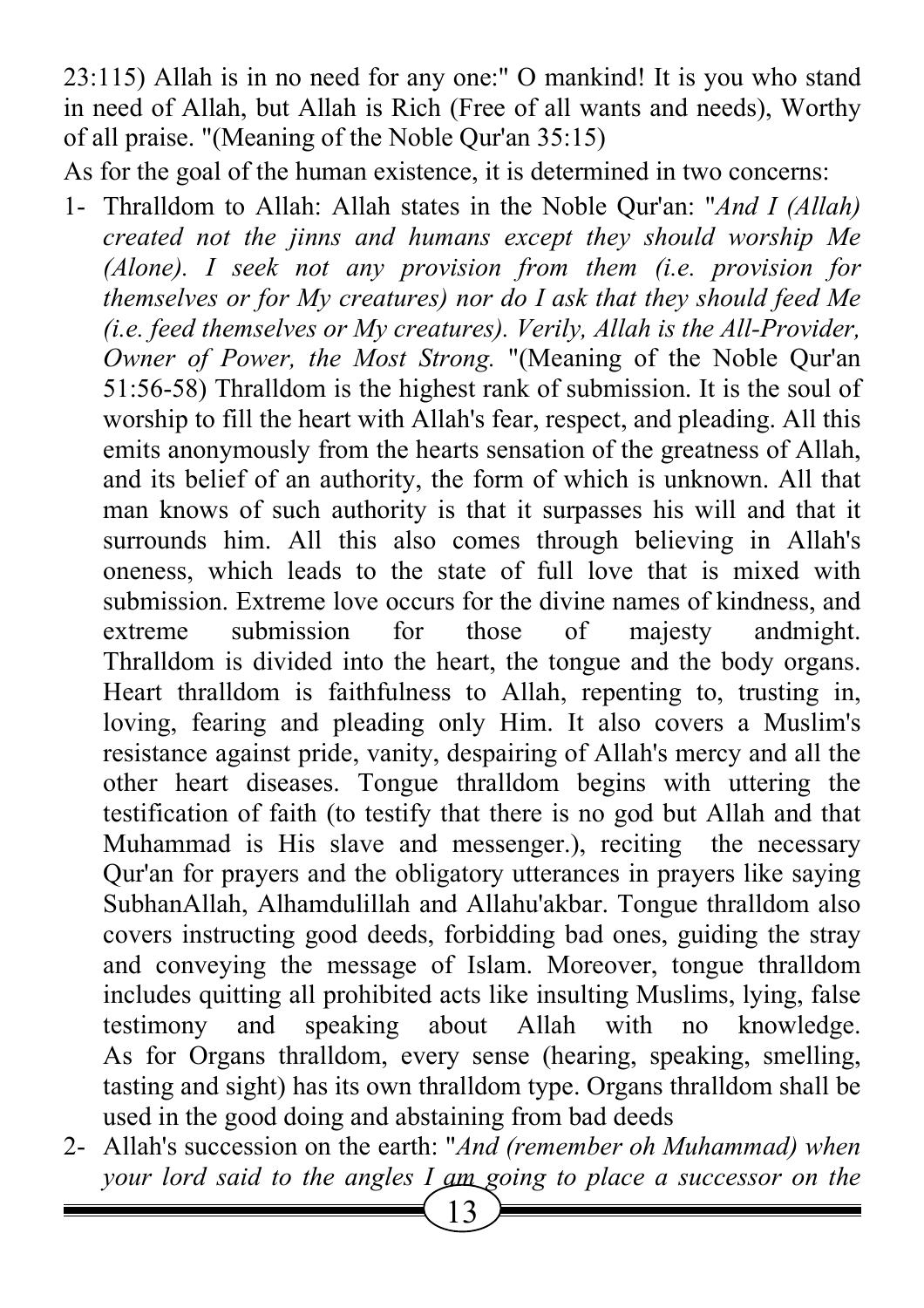23:115) Allah is in no need for any one:" O mankind! It is you who stand in need of Allah, but Allah is Rich (Free of all wants and needs), Worthy of all praise. "(Meaning of the Noble Qur'an 35:15)

As for the goal of the human existence, it is determined in two concerns:

1- Thralldom to Allah: Allah states in the Noble Qur'an: "*And I (Allah) created not the jinns and humans except they should worship Me (Alone). I seek not any provision from them (i.e. provision for themselves or for My creatures) nor do I ask that they should feed Me (i.e. feed themselves or My creatures). Verily, Allah is the All-Provider, Owner of Power, the Most Strong.* "(Meaning of the Noble Qur'an 51:56-58) Thralldom is the highest rank of submission. It is the soul of worship to fill the heart with Allah's fear, respect, and pleading. All this emits anonymously from the hearts sensation of the greatness of Allah, and its belief of an authority, the form of which is unknown. All that man knows of such authority is that it surpasses his will and that it surrounds him. All this also comes through believing in Allah's oneness, which leads to the state of full love that is mixed with submission. Extreme love occurs for the divine names of kindness, and extreme submission for those of majesty andmight. Thralldom is divided into the heart, the tongue and the body organs. Heart thralldom is faithfulness to Allah, repenting to, trusting in, loving, fearing and pleading only Him. It also covers a Muslim's resistance against pride, vanity, despairing of Allah's mercy and all the other heart diseases. Tongue thralldom begins with uttering the testification of faith (to testify that there is no god but Allah and that Muhammad is His slave and messenger.), reciting the necessary Qur'an for prayers and the obligatory utterances in prayers like saying SubhanAllah, Alhamdulillah and Allahu'akbar. Tongue thralldom also covers instructing good deeds, forbidding bad ones, guiding the stray and conveying the message of Islam. Moreover, tongue thralldom includes quitting all prohibited acts like insulting Muslims, lying, false testimony and speaking about Allah with no knowledge. As for Organs thralldom, every sense (hearing, speaking, smelling, tasting and sight) has its own thralldom type. Organs thralldom shall be used in the good doing and abstaining from bad deeds
2- Allah's succession on the earth: "*And (remember oh Muhammad) when your lord said to the angles I am going to place a successor on the*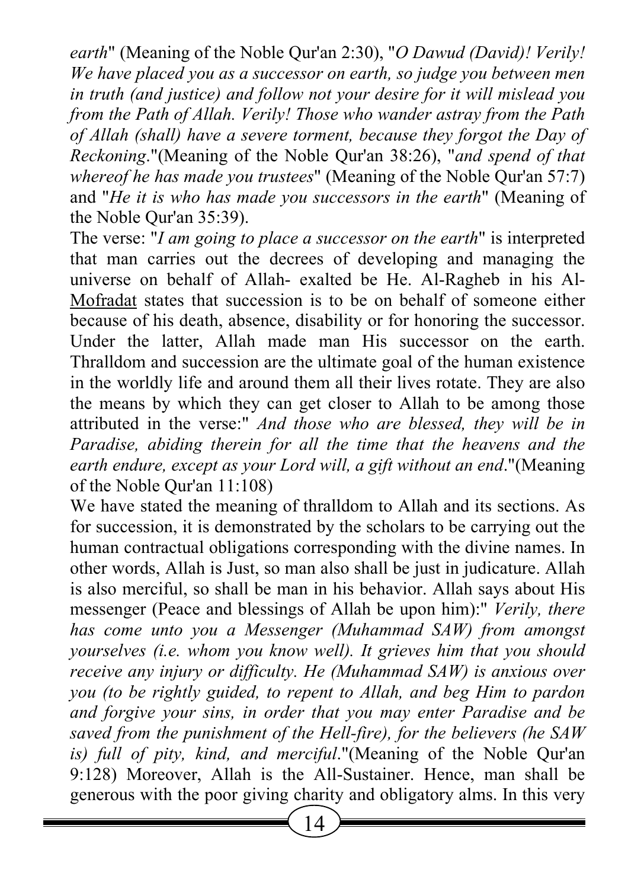*earth*" (Meaning of the Noble Qur'an 2:30), "*O Dawud (David)! Verily! We have placed you as a successor on earth, so judge you between men in truth (and justice) and follow not your desire for it will mislead you from the Path of Allah. Verily! Those who wander astray from the Path of Allah (shall) have a severe torment, because they forgot the Day of Reckoning*."(Meaning of the Noble Qur'an 38:26), "*and spend of that whereof he has made you trustees*" (Meaning of the Noble Qur'an 57:7) and "*He it is who has made you successors in the earth*" (Meaning of the Noble Qur'an 35:39).

The verse: "*I am going to place a successor on the earth*" is interpreted that man carries out the decrees of developing and managing the universe on behalf of Allah- exalted be He. Al-Ragheb in his Al-Mofradat states that succession is to be on behalf of someone either because of his death, absence, disability or for honoring the successor. Under the latter, Allah made man His successor on the earth. Thralldom and succession are the ultimate goal of the human existence in the worldly life and around them all their lives rotate. They are also the means by which they can get closer to Allah to be among those attributed in the verse:" *And those who are blessed, they will be in Paradise, abiding therein for all the time that the heavens and the earth endure, except as your Lord will, a gift without an end*."(Meaning of the Noble Qur'an 11:108)

We have stated the meaning of thralldom to Allah and its sections. As for succession, it is demonstrated by the scholars to be carrying out the human contractual obligations corresponding with the divine names. In other words, Allah is Just, so man also shall be just in judicature. Allah is also merciful, so shall be man in his behavior. Allah says about His messenger (Peace and blessings of Allah be upon him):" *Verily, there has come unto you a Messenger (Muhammad SAW) from amongst yourselves (i.e. whom you know well). It grieves him that you should receive any injury or difficulty. He (Muhammad SAW) is anxious over you (to be rightly guided, to repent to Allah, and beg Him to pardon and forgive your sins, in order that you may enter Paradise and be saved from the punishment of the Hell-fire), for the believers (he SAW is) full of pity, kind, and merciful*."(Meaning of the Noble Qur'an 9:128) Moreover, Allah is the All-Sustainer. Hence, man shall be generous with the poor giving charity and obligatory alms. In this very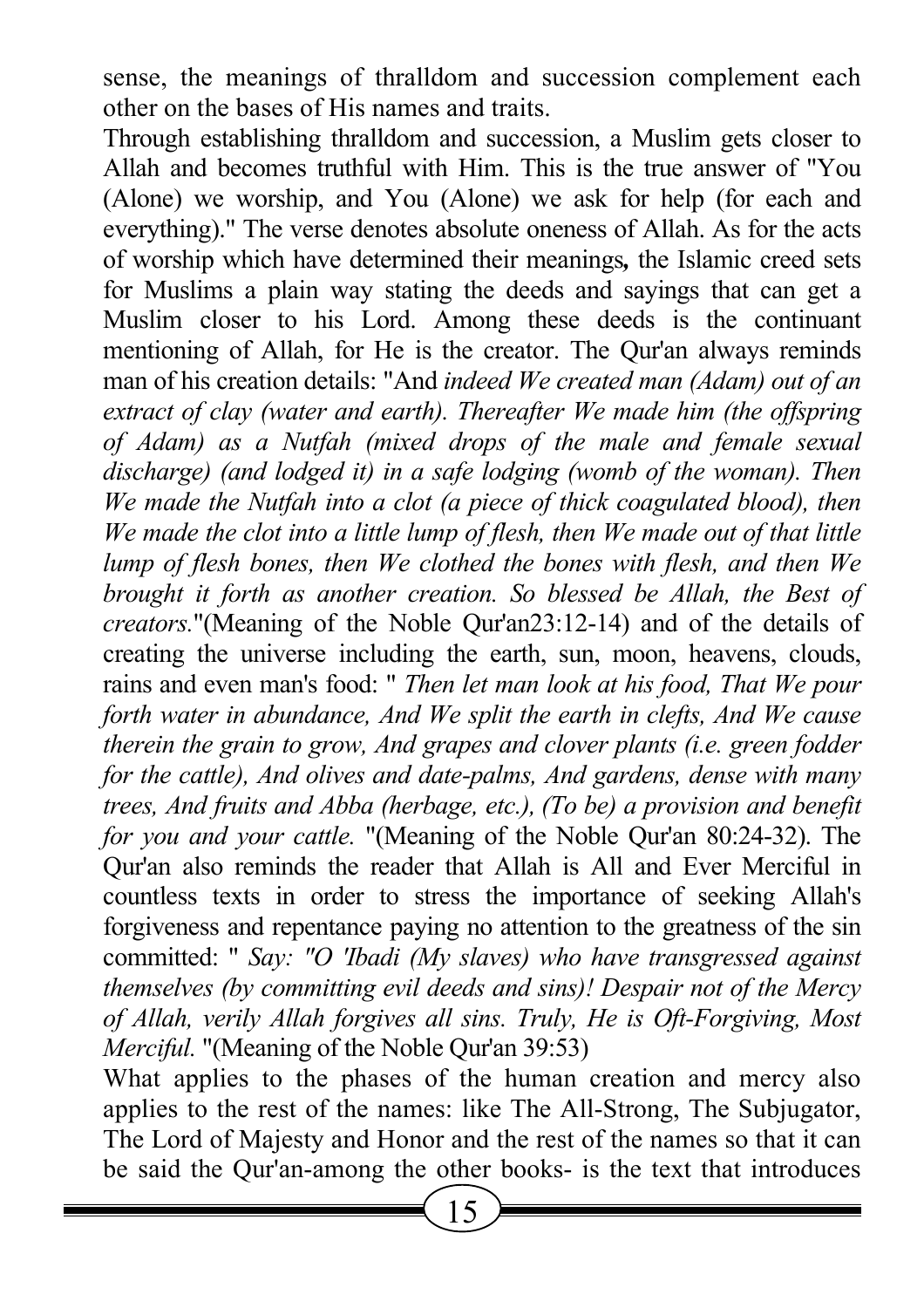sense, the meanings of thralldom and succession complement each other on the bases of His names and traits.

Through establishing thralldom and succession, a Muslim gets closer to Allah and becomes truthful with Him. This is the true answer of "You (Alone) we worship, and You (Alone) we ask for help (for each and everything)." The verse denotes absolute oneness of Allah. As for the acts of worship which have determined their meanings**,** the Islamic creed sets for Muslims a plain way stating the deeds and sayings that can get a Muslim closer to his Lord. Among these deeds is the continuant mentioning of Allah, for He is the creator. The Qur'an always reminds man of his creation details: "And *indeed We created man (Adam) out of an extract of clay (water and earth). Thereafter We made him (the offspring of Adam) as a Nutfah (mixed drops of the male and female sexual discharge) (and lodged it) in a safe lodging (womb of the woman). Then We made the Nutfah into a clot (a piece of thick coagulated blood), then We made the clot into a little lump of flesh, then We made out of that little lump of flesh bones, then We clothed the bones with flesh, and then We brought it forth as another creation. So blessed be Allah, the Best of creators.*"(Meaning of the Noble Qur'an23:12-14) and of the details of creating the universe including the earth, sun, moon, heavens, clouds, rains and even man's food: " *Then let man look at his food, That We pour forth water in abundance, And We split the earth in clefts, And We cause therein the grain to grow, And grapes and clover plants (i.e. green fodder for the cattle), And olives and date-palms, And gardens, dense with many trees, And fruits and Abba (herbage, etc.), (To be) a provision and benefit for you and your cattle.* "(Meaning of the Noble Qur'an 80:24-32). The Qur'an also reminds the reader that Allah is All and Ever Merciful in countless texts in order to stress the importance of seeking Allah's forgiveness and repentance paying no attention to the greatness of the sin committed: " *Say: "O 'Ibadi (My slaves) who have transgressed against themselves (by committing evil deeds and sins)! Despair not of the Mercy of Allah, verily Allah forgives all sins. Truly, He is Oft-Forgiving, Most Merciful.* "(Meaning of the Noble Qur'an 39:53)

What applies to the phases of the human creation and mercy also applies to the rest of the names: like The All-Strong, The Subjugator, The Lord of Majesty and Honor and the rest of the names so that it can be said the Qur'an-among the other books- is the text that introduces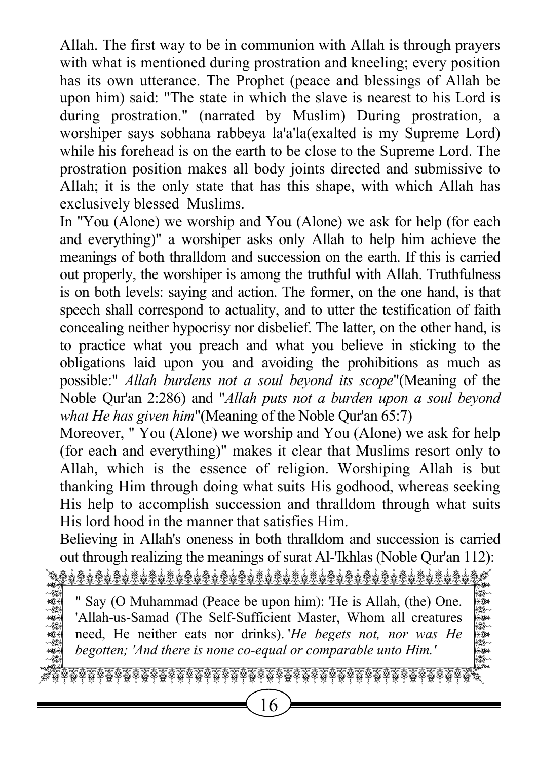Allah. The first way to be in communion with Allah is through prayers with what is mentioned during prostration and kneeling; every position has its own utterance. The Prophet (peace and blessings of Allah be upon him) said: "The state in which the slave is nearest to his Lord is during prostration." (narrated by Muslim) During prostration, a worshiper says sobhana rabbeya la'a'la(exalted is my Supreme Lord) while his forehead is on the earth to be close to the Supreme Lord. The prostration position makes all body joints directed and submissive to Allah; it is the only state that has this shape, with which Allah has exclusively blessed Muslims.

In "You (Alone) we worship and You (Alone) we ask for help (for each and everything)" a worshiper asks only Allah to help him achieve the meanings of both thralldom and succession on the earth. If this is carried out properly, the worshiper is among the truthful with Allah. Truthfulness is on both levels: saying and action. The former, on the one hand, is that speech shall correspond to actuality, and to utter the testification of faith concealing neither hypocrisy nor disbelief. The latter, on the other hand, is to practice what you preach and what you believe in sticking to the obligations laid upon you and avoiding the prohibitions as much as possible:" *Allah burdens not a soul beyond its scope*"(Meaning of the Noble Qur'an 2:286) and "*Allah puts not a burden upon a soul beyond what He has given him*"(Meaning of the Noble Qur'an 65:7)

Moreover, " You (Alone) we worship and You (Alone) we ask for help (for each and everything)" makes it clear that Muslims resort only to Allah, which is the essence of religion. Worshiping Allah is but thanking Him through doing what suits His godhood, whereas seeking His help to accomplish succession and thralldom through what suits His lord hood in the manner that satisfies Him.

Believing in Allah's oneness in both thralldom and succession is carried out through realizing the meanings of surat Al-'Ikhlas (Noble Qur'an 112):

" Say (O Muhammad (Peace be upon him): 'He is Allah, (the) One. 'Allah-us-Samad (The Self-Sufficient Master, Whom all creatures need, He neither eats nor drinks). '*He begets not, nor was He begotten; 'And there is none co-equal or comparable unto Him.'*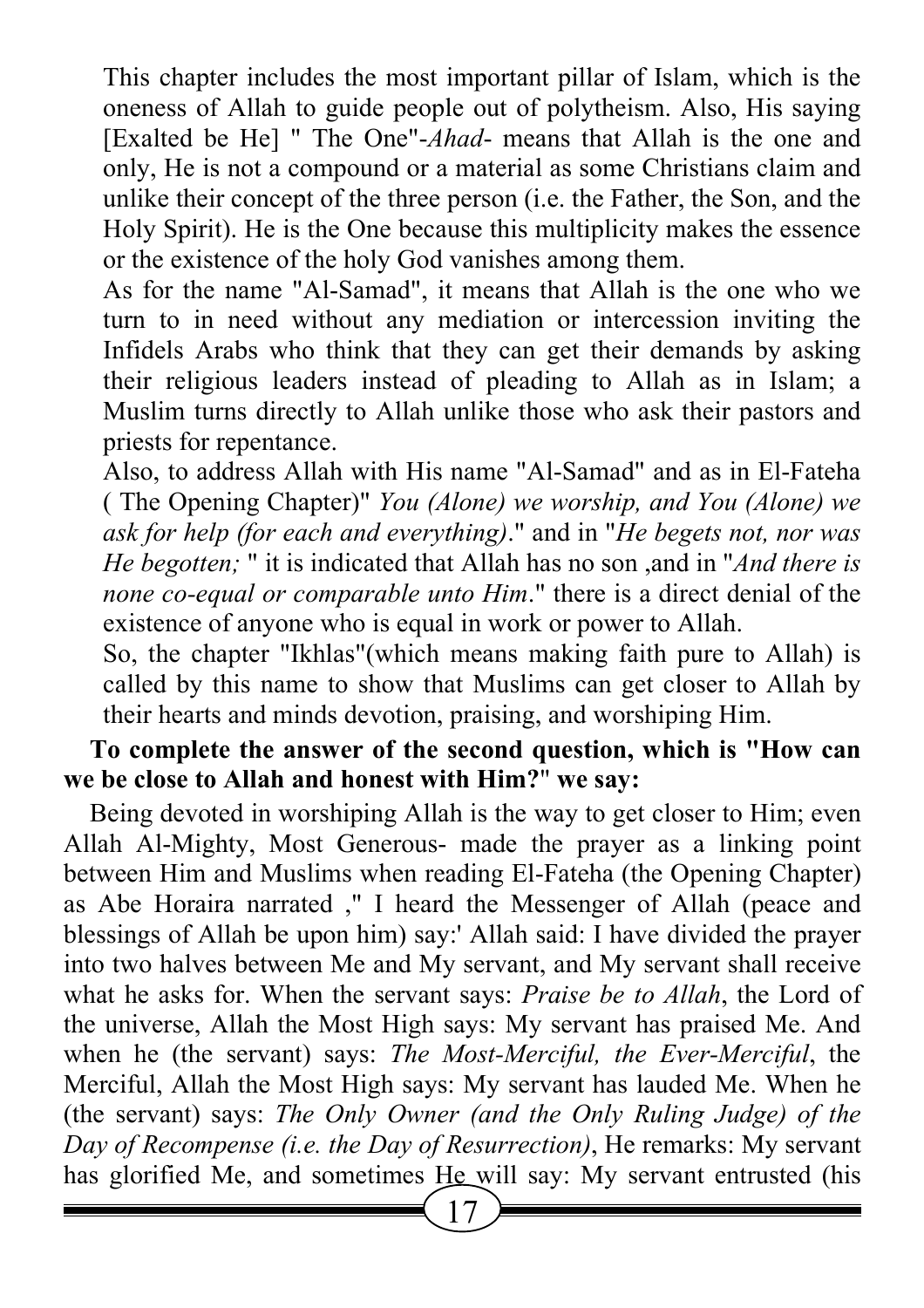This chapter includes the most important pillar of Islam, which is the oneness of Allah to guide people out of polytheism. Also, His saying [Exalted be He] " The One"-*Ahad*- means that Allah is the one and only, He is not a compound or a material as some Christians claim and unlike their concept of the three person (i.e. the Father, the Son, and the Holy Spirit). He is the One because this multiplicity makes the essence or the existence of the holy God vanishes among them.

As for the name "Al-Samad", it means that Allah is the one who we turn to in need without any mediation or intercession inviting the Infidels Arabs who think that they can get their demands by asking their religious leaders instead of pleading to Allah as in Islam; a Muslim turns directly to Allah unlike those who ask their pastors and priests for repentance.

Also, to address Allah with His name "Al-Samad" and as in El-Fateha ( The Opening Chapter)" *You (Alone) we worship, and You (Alone) we ask for help (for each and everything)*." and in "*He begets not, nor was He begotten;* " it is indicated that Allah has no son ,and in "*And there is none co-equal or comparable unto Him*." there is a direct denial of the existence of anyone who is equal in work or power to Allah.

So, the chapter "Ikhlas"(which means making faith pure to Allah) is called by this name to show that Muslims can get closer to Allah by their hearts and minds devotion, praising, and worshiping Him.

**To complete the answer of the second question, which is "How can we be close to Allah and honest with Him?" we say:**

Being devoted in worshiping Allah is the way to get closer to Him; even Allah Al-Mighty, Most Generous- made the prayer as a linking point between Him and Muslims when reading El-Fateha (the Opening Chapter) as Abe Horaira narrated ," I heard the Messenger of Allah (peace and blessings of Allah be upon him) say:' Allah said: I have divided the prayer into two halves between Me and My servant, and My servant shall receive what he asks for. When the servant says: *Praise be to Allah*, the Lord of the universe, Allah the Most High says: My servant has praised Me. And when he (the servant) says: *The Most-Merciful, the Ever-Merciful*, the Merciful, Allah the Most High says: My servant has lauded Me. When he (the servant) says: *The Only Owner (and the Only Ruling Judge) of the Day of Recompense (i.e. the Day of Resurrection)*, He remarks: My servant has glorified Me, and sometimes He will say: My servant entrusted (his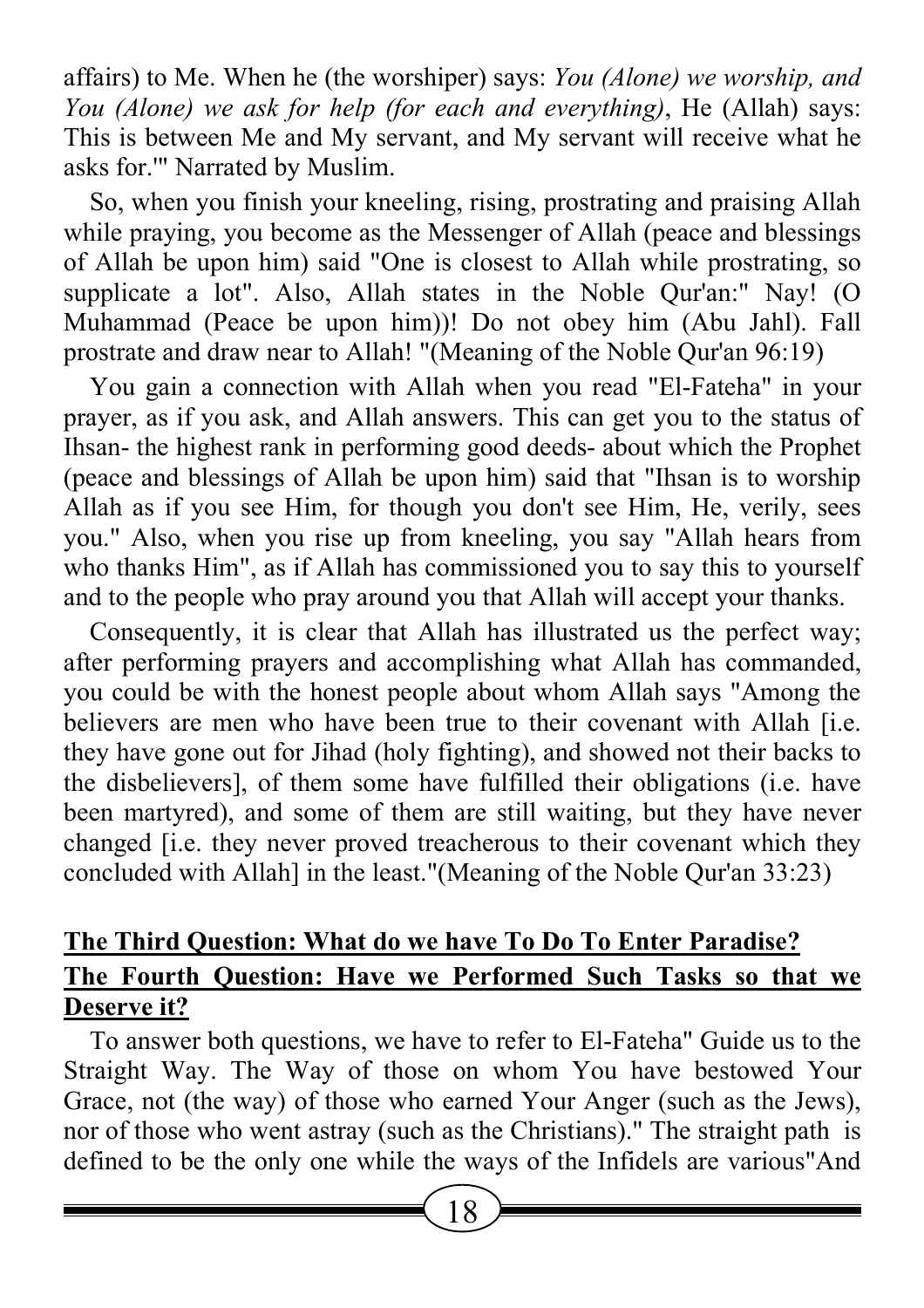affairs) to Me. When he (the worshiper) says: *You (Alone) we worship, and You (Alone) we ask for help (for each and everything)*, He (Allah) says: This is between Me and My servant, and My servant will receive what he asks for.'" Narrated by Muslim.

So, when you finish your kneeling, rising, prostrating and praising Allah while praying, you become as the Messenger of Allah (peace and blessings of Allah be upon him) said "One is closest to Allah while prostrating, so supplicate a lot". Also, Allah states in the Noble Qur'an:" Nay! (O Muhammad (Peace be upon him))! Do not obey him (Abu Jahl). Fall prostrate and draw near to Allah! "(Meaning of the Noble Qur'an 96:19)

You gain a connection with Allah when you read "El-Fateha" in your prayer, as if you ask, and Allah answers. This can get you to the status of Ihsan- the highest rank in performing good deeds- about which the Prophet (peace and blessings of Allah be upon him) said that "Ihsan is to worship Allah as if you see Him, for though you don't see Him, He, verily, sees you." Also, when you rise up from kneeling, you say "Allah hears from who thanks Him", as if Allah has commissioned you to say this to yourself and to the people who pray around you that Allah will accept your thanks.

Consequently, it is clear that Allah has illustrated us the perfect way; after performing prayers and accomplishing what Allah has commanded, you could be with the honest people about whom Allah says "Among the believers are men who have been true to their covenant with Allah [i.e. they have gone out for Jihad (holy fighting), and showed not their backs to the disbelievers], of them some have fulfilled their obligations (i.e. have been martyred), and some of them are still waiting, but they have never changed [i.e. they never proved treacherous to their covenant which they concluded with Allah] in the least."(Meaning of the Noble Qur'an 33:23)

## The Third Question: What do we have To Do To Enter Paradise?

## The Fourth Question: Have we Performed Such Tasks so that we Deserve it?

To answer both questions, we have to refer to El-Fateha" Guide us to the Straight Way. The Way of those on whom You have bestowed Your Grace, not (the way) of those who earned Your Anger (such as the Jews), nor of those who went astray (such as the Christians)." The straight path is defined to be the only one while the ways of the Infidels are various"And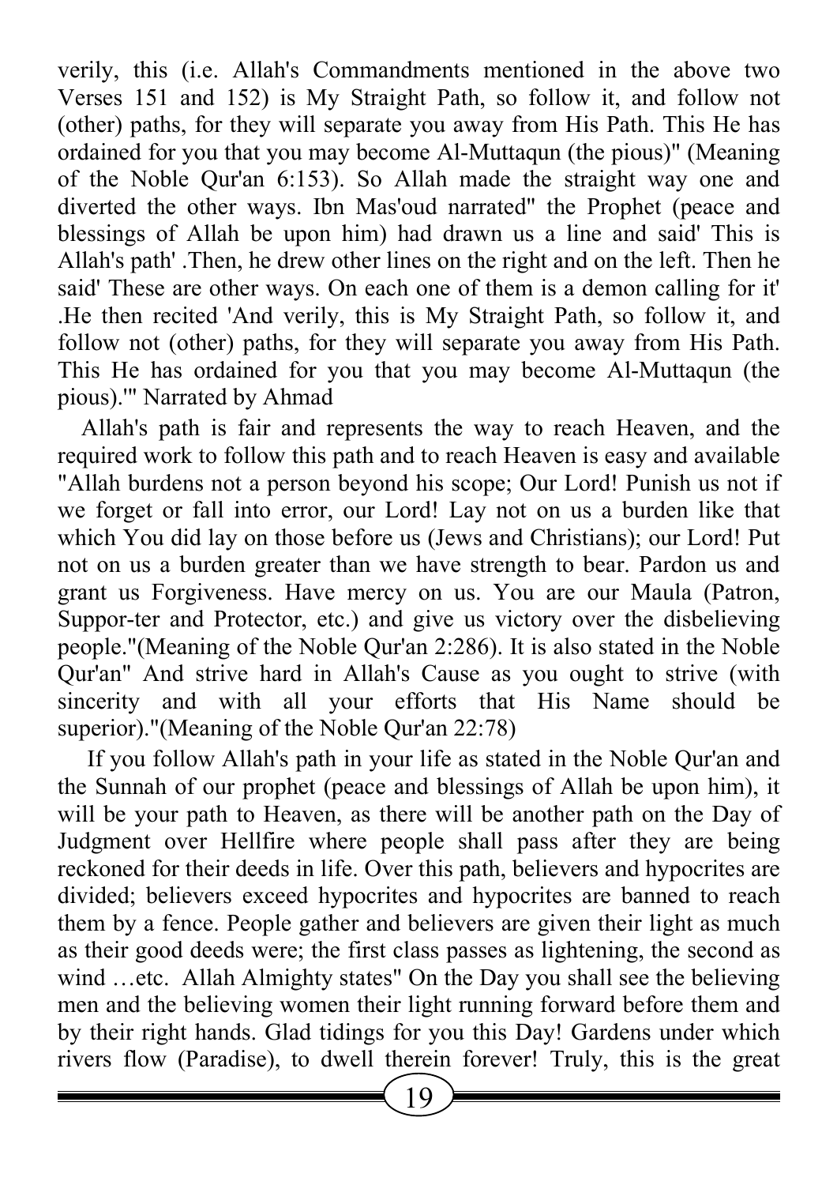verily, this (i.e. Allah's Commandments mentioned in the above two Verses 151 and 152) is My Straight Path, so follow it, and follow not (other) paths, for they will separate you away from His Path. This He has ordained for you that you may become Al-Muttaqun (the pious)" (Meaning of the Noble Qur'an 6:153). So Allah made the straight way one and diverted the other ways. Ibn Mas'oud narrated" the Prophet (peace and blessings of Allah be upon him) had drawn us a line and said' This is Allah's path' .Then, he drew other lines on the right and on the left. Then he said' These are other ways. On each one of them is a demon calling for it' .He then recited 'And verily, this is My Straight Path, so follow it, and follow not (other) paths, for they will separate you away from His Path. This He has ordained for you that you may become Al-Muttaqun (the pious).'" Narrated by Ahmad

Allah's path is fair and represents the way to reach Heaven, and the required work to follow this path and to reach Heaven is easy and available "Allah burdens not a person beyond his scope; Our Lord! Punish us not if we forget or fall into error, our Lord! Lay not on us a burden like that which You did lay on those before us (Jews and Christians); our Lord! Put not on us a burden greater than we have strength to bear. Pardon us and grant us Forgiveness. Have mercy on us. You are our Maula (Patron, Suppor-ter and Protector, etc.) and give us victory over the disbelieving people."(Meaning of the Noble Qur'an 2:286). It is also stated in the Noble Qur'an" And strive hard in Allah's Cause as you ought to strive (with sincerity and with all your efforts that His Name should be superior)."(Meaning of the Noble Qur'an 22:78)

If you follow Allah's path in your life as stated in the Noble Qur'an and the Sunnah of our prophet (peace and blessings of Allah be upon him), it will be your path to Heaven, as there will be another path on the Day of Judgment over Hellfire where people shall pass after they are being reckoned for their deeds in life. Over this path, believers and hypocrites are divided; believers exceed hypocrites and hypocrites are banned to reach them by a fence. People gather and believers are given their light as much as their good deeds were; the first class passes as lightening, the second as wind …etc. Allah Almighty states" On the Day you shall see the believing men and the believing women their light running forward before them and by their right hands. Glad tidings for you this Day! Gardens under which rivers flow (Paradise), to dwell therein forever! Truly, this is the great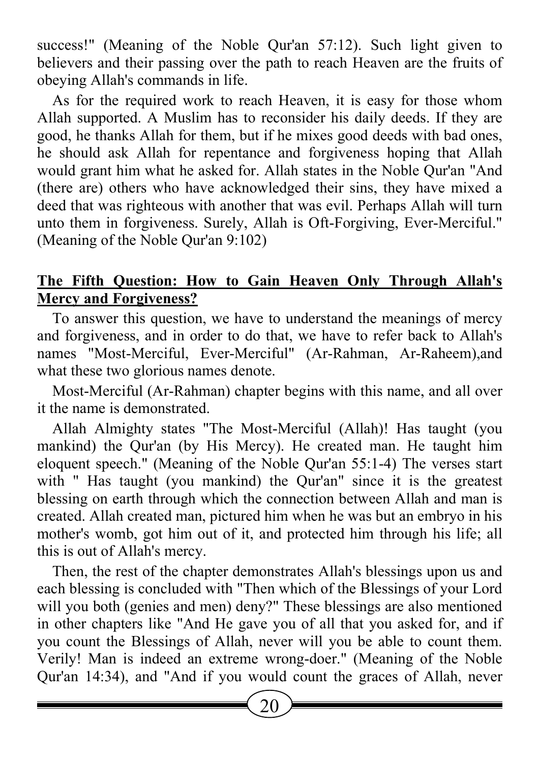success!" (Meaning of the Noble Qur'an 57:12). Such light given to believers and their passing over the path to reach Heaven are the fruits of obeying Allah's commands in life.

As for the required work to reach Heaven, it is easy for those whom Allah supported. A Muslim has to reconsider his daily deeds. If they are good, he thanks Allah for them, but if he mixes good deeds with bad ones, he should ask Allah for repentance and forgiveness hoping that Allah would grant him what he asked for. Allah states in the Noble Qur'an "And (there are) others who have acknowledged their sins, they have mixed a deed that was righteous with another that was evil. Perhaps Allah will turn unto them in forgiveness. Surely, Allah is Oft-Forgiving, Ever-Merciful." (Meaning of the Noble Qur'an 9:102)

## The Fifth Question: How to Gain Heaven Only Through Allah's Mercy and Forgiveness?

To answer this question, we have to understand the meanings of mercy and forgiveness, and in order to do that, we have to refer back to Allah's names "Most-Merciful, Ever-Merciful" (Ar-Rahman, Ar-Raheem),and what these two glorious names denote.

Most-Merciful (Ar-Rahman) chapter begins with this name, and all over it the name is demonstrated.

Allah Almighty states "The Most-Merciful (Allah)! Has taught (you mankind) the Qur'an (by His Mercy). He created man. He taught him eloquent speech." (Meaning of the Noble Qur'an 55:1-4) The verses start with " Has taught (you mankind) the Qur'an" since it is the greatest blessing on earth through which the connection between Allah and man is created. Allah created man, pictured him when he was but an embryo in his mother's womb, got him out of it, and protected him through his life; all this is out of Allah's mercy.

Then, the rest of the chapter demonstrates Allah's blessings upon us and each blessing is concluded with "Then which of the Blessings of your Lord will you both (genies and men) deny?" These blessings are also mentioned in other chapters like "And He gave you of all that you asked for, and if you count the Blessings of Allah, never will you be able to count them. Verily! Man is indeed an extreme wrong-doer." (Meaning of the Noble Qur'an 14:34), and "And if you would count the graces of Allah, never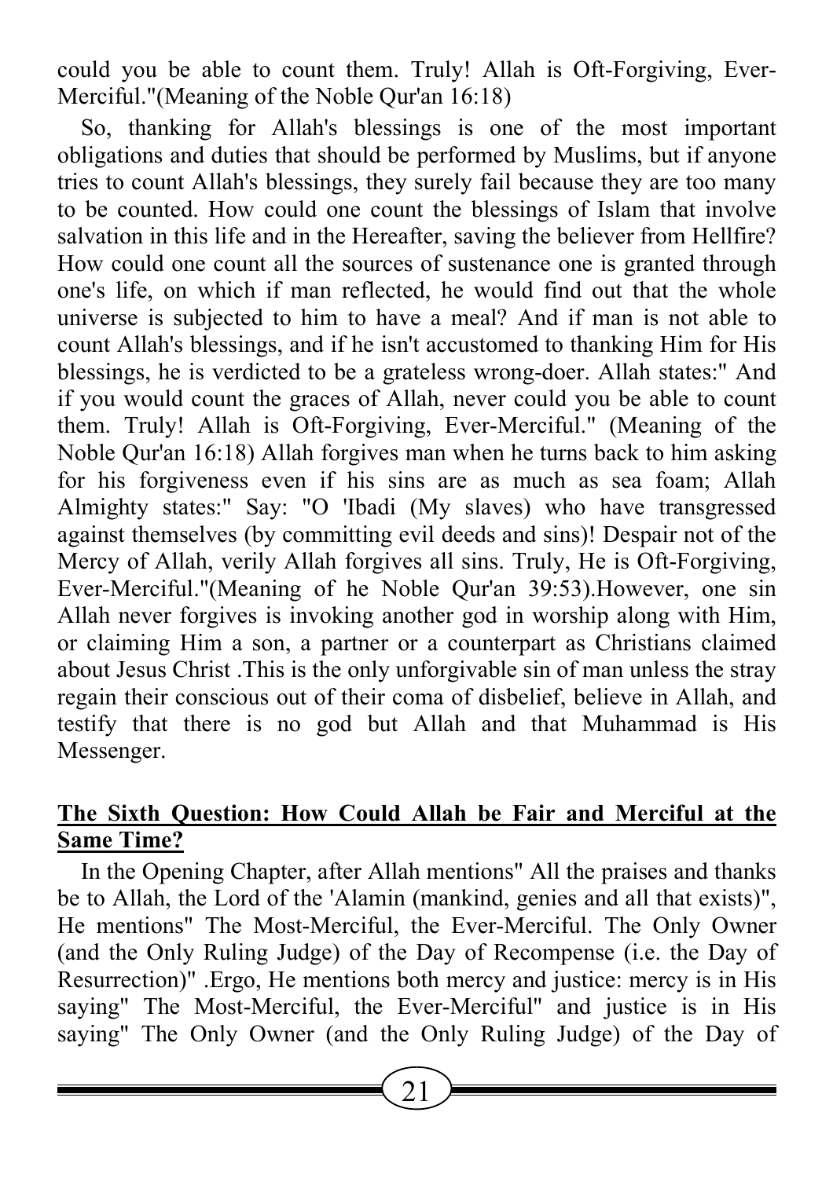could you be able to count them. Truly! Allah is Oft-Forgiving, Ever-Merciful."(Meaning of the Noble Qur'an 16:18)

So, thanking for Allah's blessings is one of the most important obligations and duties that should be performed by Muslims, but if anyone tries to count Allah's blessings, they surely fail because they are too many to be counted. How could one count the blessings of Islam that involve salvation in this life and in the Hereafter, saving the believer from Hellfire? How could one count all the sources of sustenance one is granted through one's life, on which if man reflected, he would find out that the whole universe is subjected to him to have a meal? And if man is not able to count Allah's blessings, and if he isn't accustomed to thanking Him for His blessings, he is verdicted to be a grateless wrong-doer. Allah states:" And if you would count the graces of Allah, never could you be able to count them. Truly! Allah is Oft-Forgiving, Ever-Merciful." (Meaning of the Noble Qur'an 16:18) Allah forgives man when he turns back to him asking for his forgiveness even if his sins are as much as sea foam; Allah Almighty states:" Say: "O 'Ibadi (My slaves) who have transgressed against themselves (by committing evil deeds and sins)! Despair not of the Mercy of Allah, verily Allah forgives all sins. Truly, He is Oft-Forgiving, Ever-Merciful."(Meaning of he Noble Qur'an 39:53).However, one sin Allah never forgives is invoking another god in worship along with Him, or claiming Him a son, a partner or a counterpart as Christians claimed about Jesus Christ .This is the only unforgivable sin of man unless the stray regain their conscious out of their coma of disbelief, believe in Allah, and testify that there is no god but Allah and that Muhammad is His Messenger.

## **The Sixth Question: How Could Allah be Fair and Merciful at the Same Time?**

In the Opening Chapter, after Allah mentions" All the praises and thanks be to Allah, the Lord of the 'Alamin (mankind, genies and all that exists)", He mentions" The Most-Merciful, the Ever-Merciful. The Only Owner (and the Only Ruling Judge) of the Day of Recompense (i.e. the Day of Resurrection)" .Ergo, He mentions both mercy and justice: mercy is in His saying" The Most-Merciful, the Ever-Merciful" and justice is in His saying" The Only Owner (and the Only Ruling Judge) of the Day of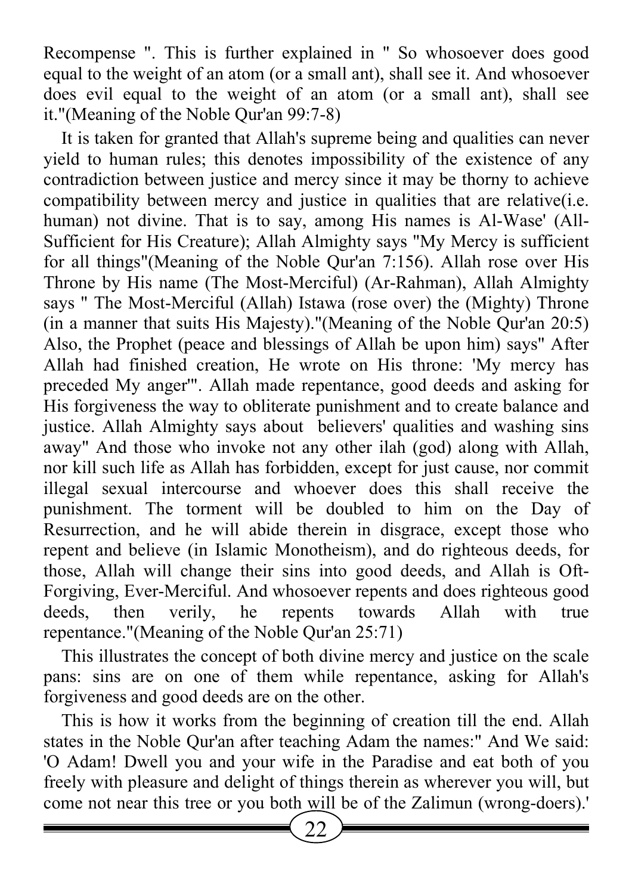Recompense ". This is further explained in " So whosoever does good equal to the weight of an atom (or a small ant), shall see it. And whosoever does evil equal to the weight of an atom (or a small ant), shall see it."(Meaning of the Noble Qur'an 99:7-8)

It is taken for granted that Allah's supreme being and qualities can never yield to human rules; this denotes impossibility of the existence of any contradiction between justice and mercy since it may be thorny to achieve compatibility between mercy and justice in qualities that are relative(i.e. human) not divine. That is to say, among His names is Al-Wase' (All-Sufficient for His Creature); Allah Almighty says "My Mercy is sufficient for all things"(Meaning of the Noble Qur'an 7:156). Allah rose over His Throne by His name (The Most-Merciful) (Ar-Rahman), Allah Almighty says " The Most-Merciful (Allah) Istawa (rose over) the (Mighty) Throne (in a manner that suits His Majesty)."(Meaning of the Noble Qur'an 20:5) Also, the Prophet (peace and blessings of Allah be upon him) says" After Allah had finished creation, He wrote on His throne: 'My mercy has preceded My anger'". Allah made repentance, good deeds and asking for His forgiveness the way to obliterate punishment and to create balance and justice. Allah Almighty says about believers' qualities and washing sins away" And those who invoke not any other ilah (god) along with Allah, nor kill such life as Allah has forbidden, except for just cause, nor commit illegal sexual intercourse and whoever does this shall receive the punishment. The torment will be doubled to him on the Day of Resurrection, and he will abide therein in disgrace, except those who repent and believe (in Islamic Monotheism), and do righteous deeds, for those, Allah will change their sins into good deeds, and Allah is Oft-Forgiving, Ever-Merciful. And whosoever repents and does righteous good deeds, then verily, he repents towards Allah with true repentance."(Meaning of the Noble Qur'an 25:71)

This illustrates the concept of both divine mercy and justice on the scale pans: sins are on one of them while repentance, asking for Allah's forgiveness and good deeds are on the other.

This is how it works from the beginning of creation till the end. Allah states in the Noble Qur'an after teaching Adam the names:" And We said: 'O Adam! Dwell you and your wife in the Paradise and eat both of you freely with pleasure and delight of things therein as wherever you will, but come not near this tree or you both will be of the Zalimun (wrong-doers).'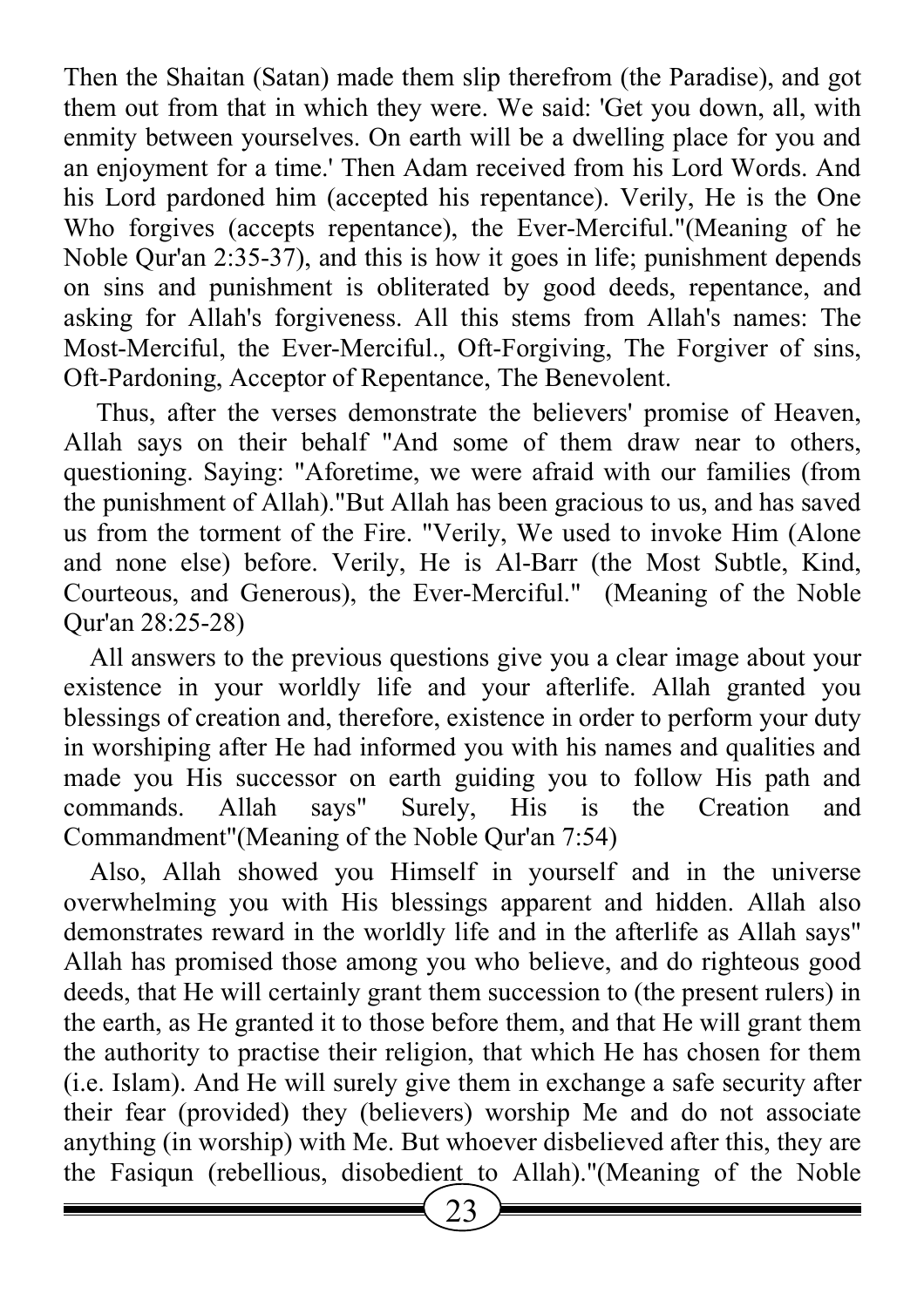Then the Shaitan (Satan) made them slip therefrom (the Paradise), and got them out from that in which they were. We said: 'Get you down, all, with enmity between yourselves. On earth will be a dwelling place for you and an enjoyment for a time.' Then Adam received from his Lord Words. And his Lord pardoned him (accepted his repentance). Verily, He is the One Who forgives (accepts repentance), the Ever-Merciful."(Meaning of he Noble Qur'an 2:35-37), and this is how it goes in life; punishment depends on sins and punishment is obliterated by good deeds, repentance, and asking for Allah's forgiveness. All this stems from Allah's names: The Most-Merciful, the Ever-Merciful., Oft-Forgiving, The Forgiver of sins, Oft-Pardoning, Acceptor of Repentance, The Benevolent.

Thus, after the verses demonstrate the believers' promise of Heaven, Allah says on their behalf "And some of them draw near to others, questioning. Saying: "Aforetime, we were afraid with our families (from the punishment of Allah)."But Allah has been gracious to us, and has saved us from the torment of the Fire. "Verily, We used to invoke Him (Alone and none else) before. Verily, He is Al-Barr (the Most Subtle, Kind, Courteous, and Generous), the Ever-Merciful." (Meaning of the Noble Qur'an 28:25-28)

All answers to the previous questions give you a clear image about your existence in your worldly life and your afterlife. Allah granted you blessings of creation and, therefore, existence in order to perform your duty in worshiping after He had informed you with his names and qualities and made you His successor on earth guiding you to follow His path and commands. Allah says" Surely, His is the Creation and Commandment"(Meaning of the Noble Qur'an 7:54)

Also, Allah showed you Himself in yourself and in the universe overwhelming you with His blessings apparent and hidden. Allah also demonstrates reward in the worldly life and in the afterlife as Allah says" Allah has promised those among you who believe, and do righteous good deeds, that He will certainly grant them succession to (the present rulers) in the earth, as He granted it to those before them, and that He will grant them the authority to practise their religion, that which He has chosen for them (i.e. Islam). And He will surely give them in exchange a safe security after their fear (provided) they (believers) worship Me and do not associate anything (in worship) with Me. But whoever disbelieved after this, they are the Fasiqun (rebellious, disobedient to Allah)."(Meaning of the Noble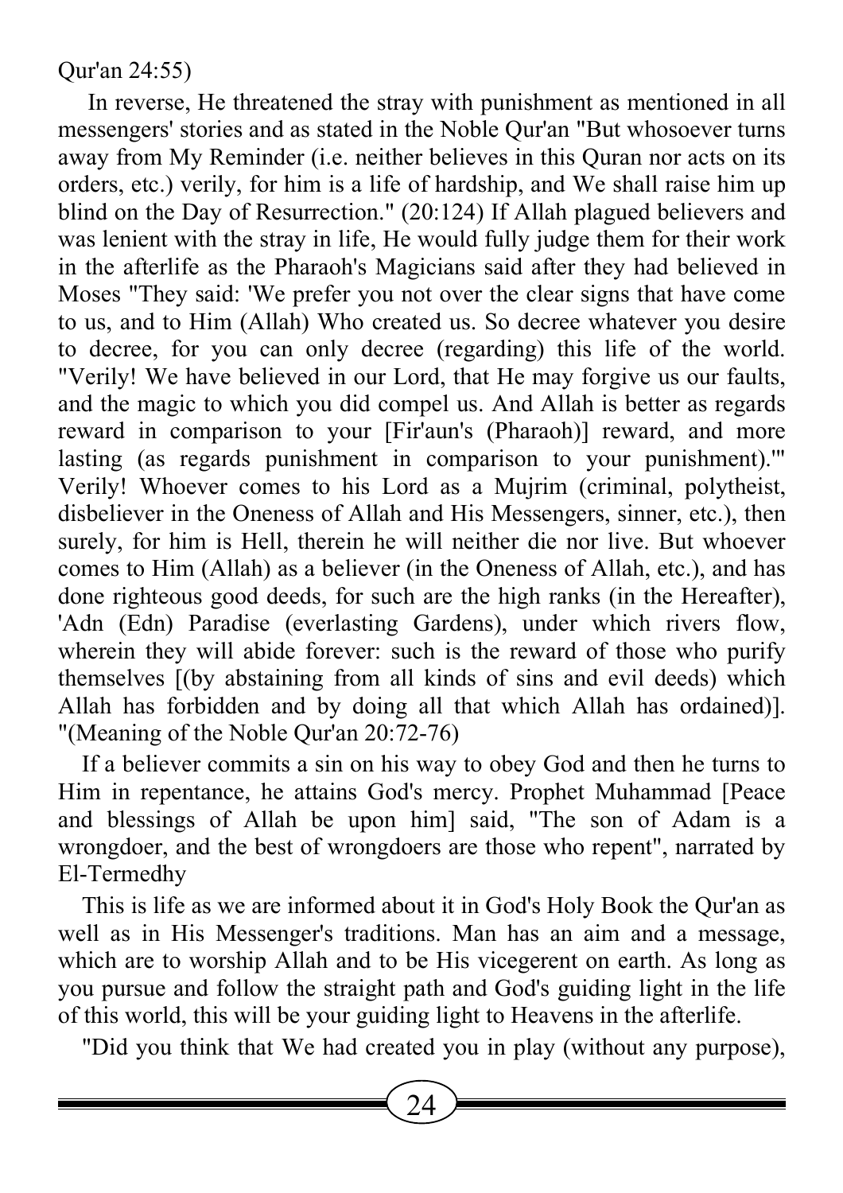Qur'an 24:55)

In reverse, He threatened the stray with punishment as mentioned in all messengers' stories and as stated in the Noble Qur'an "But whosoever turns away from My Reminder (i.e. neither believes in this Quran nor acts on its orders, etc.) verily, for him is a life of hardship, and We shall raise him up blind on the Day of Resurrection." (20:124) If Allah plagued believers and was lenient with the stray in life, He would fully judge them for their work in the afterlife as the Pharaoh's Magicians said after they had believed in Moses "They said: 'We prefer you not over the clear signs that have come to us, and to Him (Allah) Who created us. So decree whatever you desire to decree, for you can only decree (regarding) this life of the world. "Verily! We have believed in our Lord, that He may forgive us our faults, and the magic to which you did compel us. And Allah is better as regards reward in comparison to your [Fir'aun's (Pharaoh)] reward, and more lasting (as regards punishment in comparison to your punishment).'" Verily! Whoever comes to his Lord as a Mujrim (criminal, polytheist, disbeliever in the Oneness of Allah and His Messengers, sinner, etc.), then surely, for him is Hell, therein he will neither die nor live. But whoever comes to Him (Allah) as a believer (in the Oneness of Allah, etc.), and has done righteous good deeds, for such are the high ranks (in the Hereafter), 'Adn (Edn) Paradise (everlasting Gardens), under which rivers flow, wherein they will abide forever: such is the reward of those who purify themselves [(by abstaining from all kinds of sins and evil deeds) which Allah has forbidden and by doing all that which Allah has ordained)]. "(Meaning of the Noble Qur'an 20:72-76)

If a believer commits a sin on his way to obey God and then he turns to Him in repentance, he attains God's mercy. Prophet Muhammad [Peace and blessings of Allah be upon him] said, "The son of Adam is a wrongdoer, and the best of wrongdoers are those who repent", narrated by El-Termedhy

This is life as we are informed about it in God's Holy Book the Qur'an as well as in His Messenger's traditions. Man has an aim and a message, which are to worship Allah and to be His vicegerent on earth. As long as you pursue and follow the straight path and God's guiding light in the life of this world, this will be your guiding light to Heavens in the afterlife.

"Did you think that We had created you in play (without any purpose),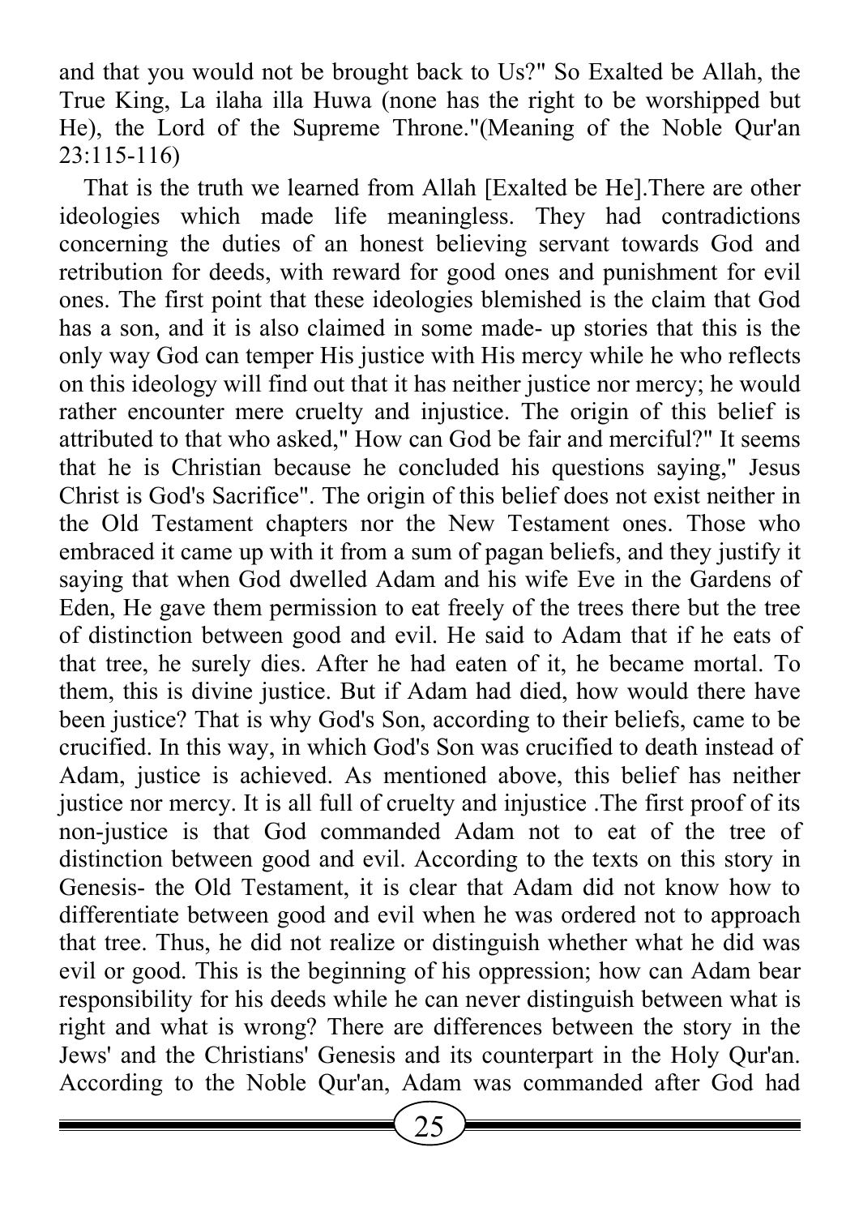and that you would not be brought back to Us?" So Exalted be Allah, the True King, La ilaha illa Huwa (none has the right to be worshipped but He), the Lord of the Supreme Throne."(Meaning of the Noble Qur'an 23:115-116)

That is the truth we learned from Allah [Exalted be He].There are other ideologies which made life meaningless. They had contradictions concerning the duties of an honest believing servant towards God and retribution for deeds, with reward for good ones and punishment for evil ones. The first point that these ideologies blemished is the claim that God has a son, and it is also claimed in some made- up stories that this is the only way God can temper His justice with His mercy while he who reflects on this ideology will find out that it has neither justice nor mercy; he would rather encounter mere cruelty and injustice. The origin of this belief is attributed to that who asked," How can God be fair and merciful?" It seems that he is Christian because he concluded his questions saying," Jesus Christ is God's Sacrifice". The origin of this belief does not exist neither in the Old Testament chapters nor the New Testament ones. Those who embraced it came up with it from a sum of pagan beliefs, and they justify it saying that when God dwelled Adam and his wife Eve in the Gardens of Eden, He gave them permission to eat freely of the trees there but the tree of distinction between good and evil. He said to Adam that if he eats of that tree, he surely dies. After he had eaten of it, he became mortal. To them, this is divine justice. But if Adam had died, how would there have been justice? That is why God's Son, according to their beliefs, came to be crucified. In this way, in which God's Son was crucified to death instead of Adam, justice is achieved. As mentioned above, this belief has neither justice nor mercy. It is all full of cruelty and injustice .The first proof of its non-justice is that God commanded Adam not to eat of the tree of distinction between good and evil. According to the texts on this story in Genesis- the Old Testament, it is clear that Adam did not know how to differentiate between good and evil when he was ordered not to approach that tree. Thus, he did not realize or distinguish whether what he did was evil or good. This is the beginning of his oppression; how can Adam bear responsibility for his deeds while he can never distinguish between what is right and what is wrong? There are differences between the story in the Jews' and the Christians' Genesis and its counterpart in the Holy Qur'an. According to the Noble Qur'an, Adam was commanded after God had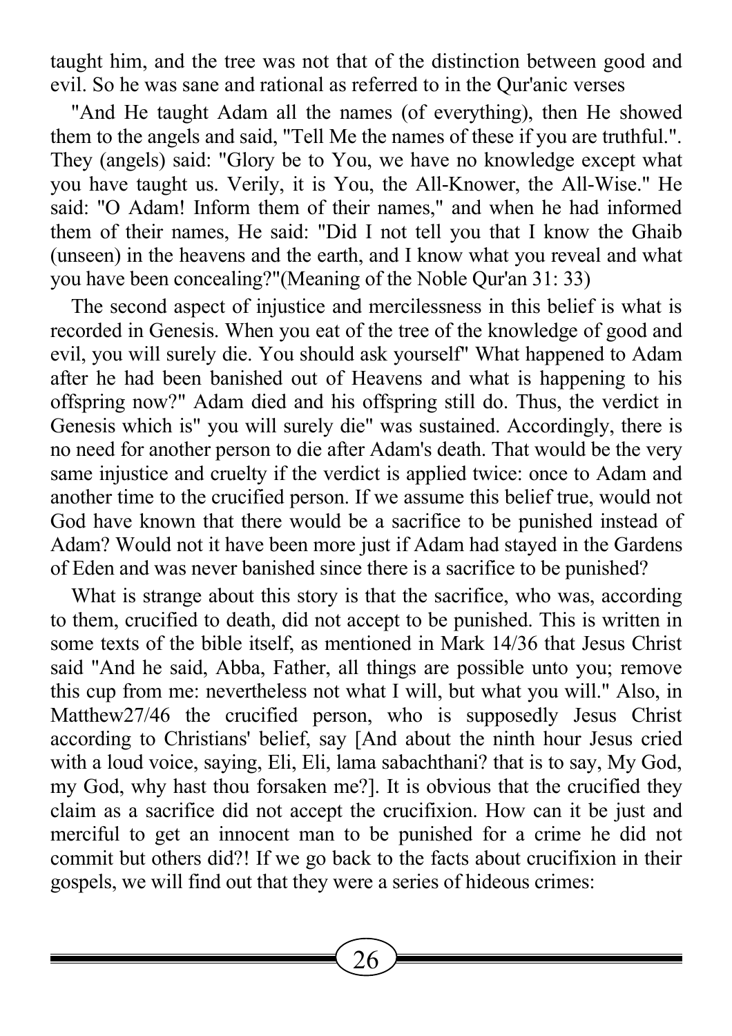taught him, and the tree was not that of the distinction between good and evil. So he was sane and rational as referred to in the Qur'anic verses

"And He taught Adam all the names (of everything), then He showed them to the angels and said, "Tell Me the names of these if you are truthful.". They (angels) said: "Glory be to You, we have no knowledge except what you have taught us. Verily, it is You, the All-Knower, the All-Wise." He said: "O Adam! Inform them of their names," and when he had informed them of their names, He said: "Did I not tell you that I know the Ghaib (unseen) in the heavens and the earth, and I know what you reveal and what you have been concealing?"(Meaning of the Noble Qur'an 31: 33)

The second aspect of injustice and mercilessness in this belief is what is recorded in Genesis. When you eat of the tree of the knowledge of good and evil, you will surely die. You should ask yourself" What happened to Adam after he had been banished out of Heavens and what is happening to his offspring now?" Adam died and his offspring still do. Thus, the verdict in Genesis which is" you will surely die" was sustained. Accordingly, there is no need for another person to die after Adam's death. That would be the very same injustice and cruelty if the verdict is applied twice: once to Adam and another time to the crucified person. If we assume this belief true, would not God have known that there would be a sacrifice to be punished instead of Adam? Would not it have been more just if Adam had stayed in the Gardens of Eden and was never banished since there is a sacrifice to be punished?

What is strange about this story is that the sacrifice, who was, according to them, crucified to death, did not accept to be punished. This is written in some texts of the bible itself, as mentioned in Mark 14/36 that Jesus Christ said "And he said, Abba, Father, all things are possible unto you; remove this cup from me: nevertheless not what I will, but what you will." Also, in Matthew27/46 the crucified person, who is supposedly Jesus Christ according to Christians' belief, say [And about the ninth hour Jesus cried with a loud voice, saying, Eli, Eli, lama sabachthani? that is to say, My God, my God, why hast thou forsaken me?]. It is obvious that the crucified they claim as a sacrifice did not accept the crucifixion. How can it be just and merciful to get an innocent man to be punished for a crime he did not commit but others did?! If we go back to the facts about crucifixion in their gospels, we will find out that they were a series of hideous crimes: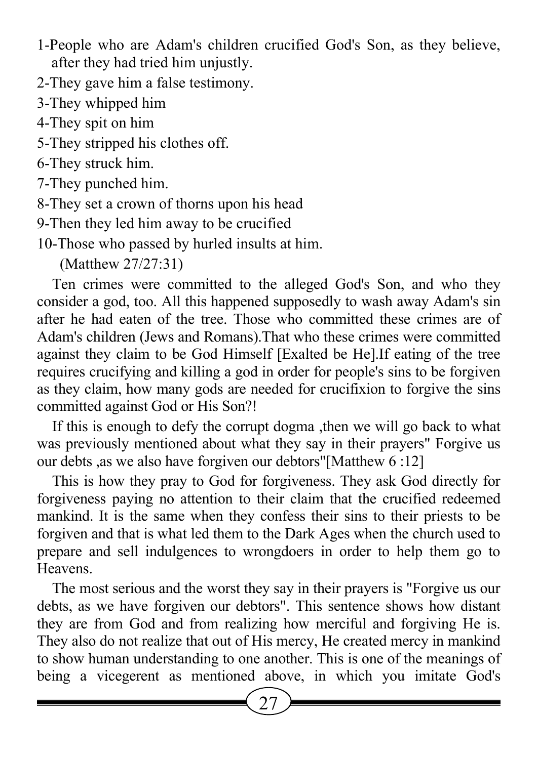1-People who are Adam's children crucified God's Son, as they believe, after they had tried him unjustly.
2-They gave him a false testimony.
3-They whipped him
4-They spit on him
5-They stripped his clothes off.
6-They struck him.
7-They punched him.
8-They set a crown of thorns upon his head
9-Then they led him away to be crucified
10-Those who passed by hurled insults at him.

(Matthew 27/27:31)

Ten crimes were committed to the alleged God's Son, and who they consider a god, too. All this happened supposedly to wash away Adam's sin after he had eaten of the tree. Those who committed these crimes are of Adam's children (Jews and Romans).That who these crimes were committed against they claim to be God Himself [Exalted be He].If eating of the tree requires crucifying and killing a god in order for people's sins to be forgiven as they claim, how many gods are needed for crucifixion to forgive the sins committed against God or His Son?!

If this is enough to defy the corrupt dogma ,then we will go back to what was previously mentioned about what they say in their prayers" Forgive us our debts ,as we also have forgiven our debtors"[Matthew 6 :12]

This is how they pray to God for forgiveness. They ask God directly for forgiveness paying no attention to their claim that the crucified redeemed mankind. It is the same when they confess their sins to their priests to be forgiven and that is what led them to the Dark Ages when the church used to prepare and sell indulgences to wrongdoers in order to help them go to Heavens.

The most serious and the worst they say in their prayers is "Forgive us our debts, as we have forgiven our debtors". This sentence shows how distant they are from God and from realizing how merciful and forgiving He is. They also do not realize that out of His mercy, He created mercy in mankind to show human understanding to one another. This is one of the meanings of being a vicegerent as mentioned above, in which you imitate God's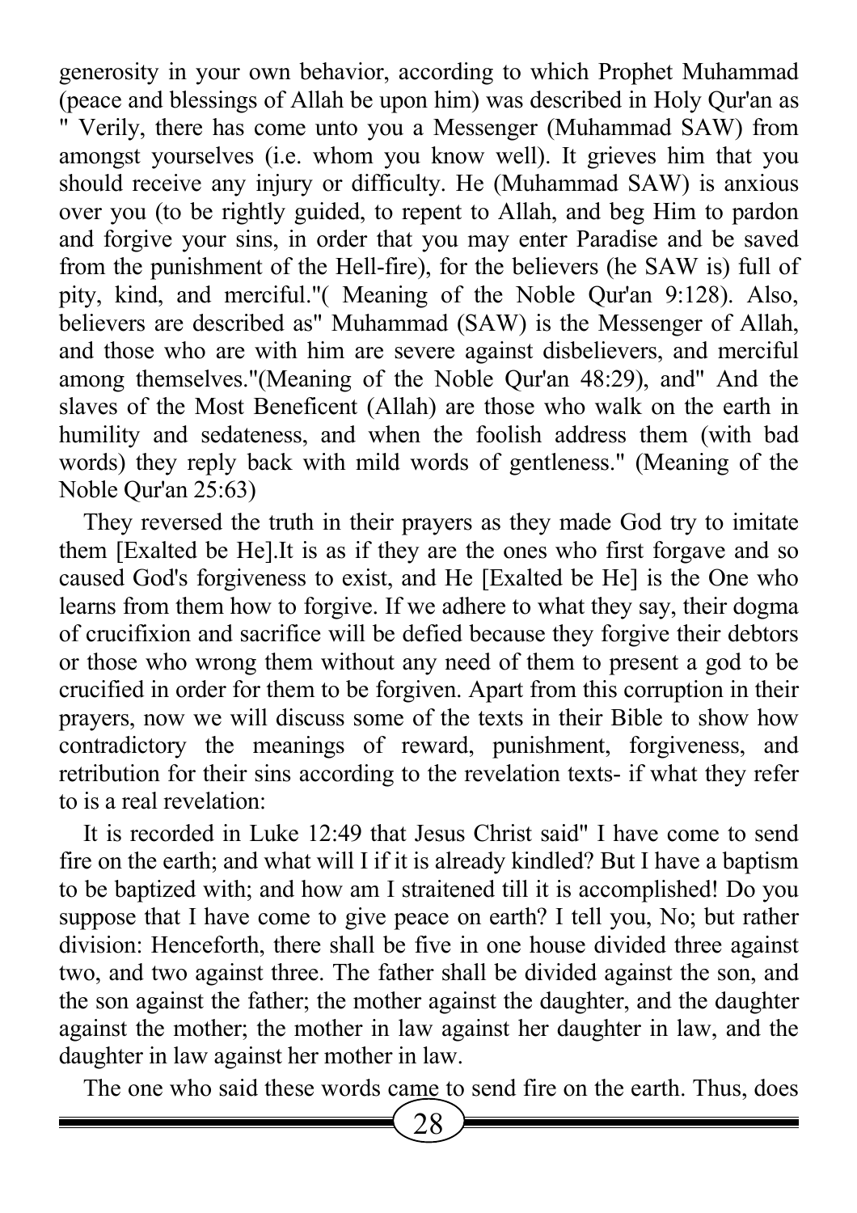generosity in your own behavior, according to which Prophet Muhammad (peace and blessings of Allah be upon him) was described in Holy Qur'an as " Verily, there has come unto you a Messenger (Muhammad SAW) from amongst yourselves (i.e. whom you know well). It grieves him that you should receive any injury or difficulty. He (Muhammad SAW) is anxious over you (to be rightly guided, to repent to Allah, and beg Him to pardon and forgive your sins, in order that you may enter Paradise and be saved from the punishment of the Hell-fire), for the believers (he SAW is) full of pity, kind, and merciful."( Meaning of the Noble Qur'an 9:128). Also, believers are described as" Muhammad (SAW) is the Messenger of Allah, and those who are with him are severe against disbelievers, and merciful among themselves."(Meaning of the Noble Qur'an 48:29), and" And the slaves of the Most Beneficent (Allah) are those who walk on the earth in humility and sedateness, and when the foolish address them (with bad words) they reply back with mild words of gentleness." (Meaning of the Noble Qur'an 25:63)

They reversed the truth in their prayers as they made God try to imitate them [Exalted be He].It is as if they are the ones who first forgave and so caused God's forgiveness to exist, and He [Exalted be He] is the One who learns from them how to forgive. If we adhere to what they say, their dogma of crucifixion and sacrifice will be defied because they forgive their debtors or those who wrong them without any need of them to present a god to be crucified in order for them to be forgiven. Apart from this corruption in their prayers, now we will discuss some of the texts in their Bible to show how contradictory the meanings of reward, punishment, forgiveness, and retribution for their sins according to the revelation texts- if what they refer to is a real revelation:

It is recorded in Luke 12:49 that Jesus Christ said" I have come to send fire on the earth; and what will I if it is already kindled? But I have a baptism to be baptized with; and how am I straitened till it is accomplished! Do you suppose that I have come to give peace on earth? I tell you, No; but rather division: Henceforth, there shall be five in one house divided three against two, and two against three. The father shall be divided against the son, and the son against the father; the mother against the daughter, and the daughter against the mother; the mother in law against her daughter in law, and the daughter in law against her mother in law.

The one who said these words came to send fire on the earth. Thus, does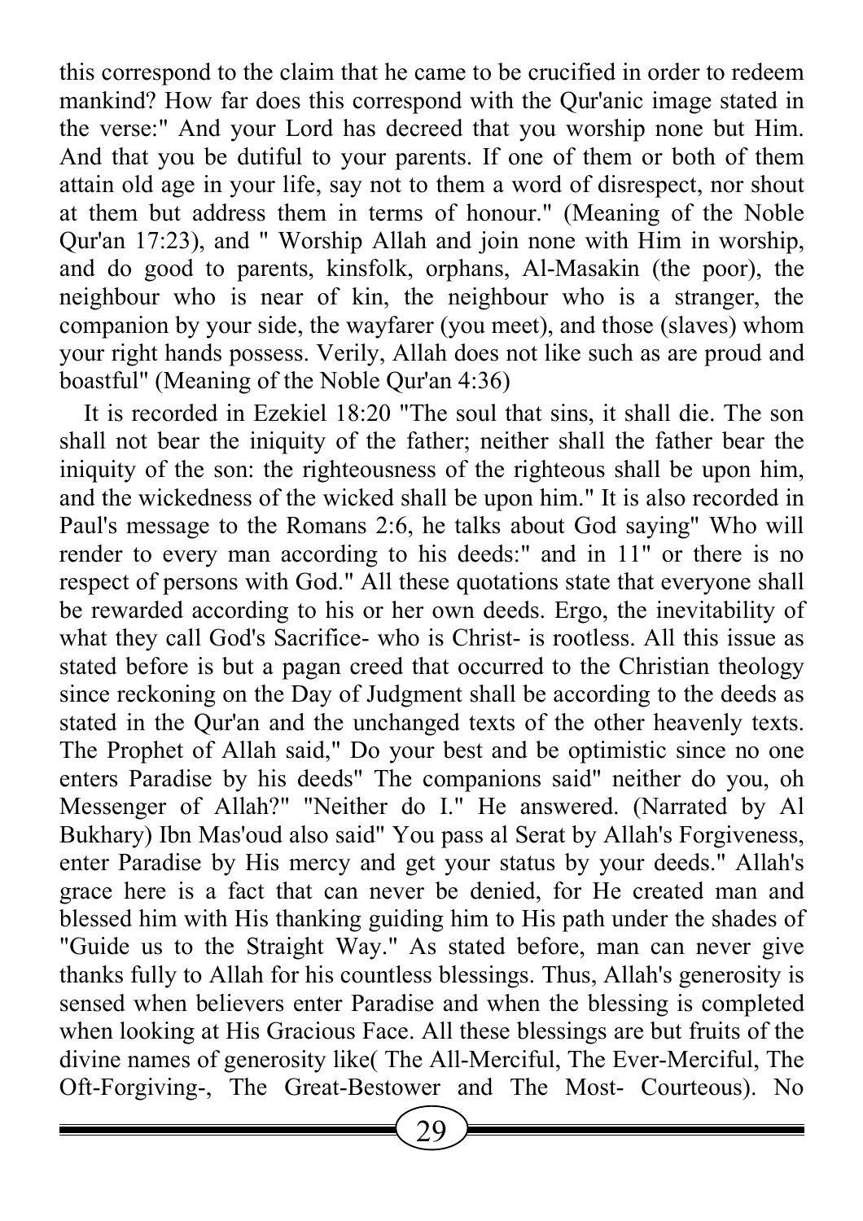this correspond to the claim that he came to be crucified in order to redeem mankind? How far does this correspond with the Qur'anic image stated in the verse:" And your Lord has decreed that you worship none but Him. And that you be dutiful to your parents. If one of them or both of them attain old age in your life, say not to them a word of disrespect, nor shout at them but address them in terms of honour." (Meaning of the Noble Qur'an 17:23), and " Worship Allah and join none with Him in worship, and do good to parents, kinsfolk, orphans, Al-Masakin (the poor), the neighbour who is near of kin, the neighbour who is a stranger, the companion by your side, the wayfarer (you meet), and those (slaves) whom your right hands possess. Verily, Allah does not like such as are proud and boastful" (Meaning of the Noble Qur'an 4:36)

It is recorded in Ezekiel 18:20 "The soul that sins, it shall die. The son shall not bear the iniquity of the father; neither shall the father bear the iniquity of the son: the righteousness of the righteous shall be upon him, and the wickedness of the wicked shall be upon him." It is also recorded in Paul's message to the Romans 2:6, he talks about God saying" Who will render to every man according to his deeds:" and in 11" or there is no respect of persons with God." All these quotations state that everyone shall be rewarded according to his or her own deeds. Ergo, the inevitability of what they call God's Sacrifice- who is Christ- is rootless. All this issue as stated before is but a pagan creed that occurred to the Christian theology since reckoning on the Day of Judgment shall be according to the deeds as stated in the Qur'an and the unchanged texts of the other heavenly texts. The Prophet of Allah said," Do your best and be optimistic since no one enters Paradise by his deeds" The companions said" neither do you, oh Messenger of Allah?" "Neither do I." He answered. (Narrated by Al Bukhary) Ibn Mas'oud also said" You pass al Serat by Allah's Forgiveness, enter Paradise by His mercy and get your status by your deeds." Allah's grace here is a fact that can never be denied, for He created man and blessed him with His thanking guiding him to His path under the shades of "Guide us to the Straight Way." As stated before, man can never give thanks fully to Allah for his countless blessings. Thus, Allah's generosity is sensed when believers enter Paradise and when the blessing is completed when looking at His Gracious Face. All these blessings are but fruits of the divine names of generosity like( The All-Merciful, The Ever-Merciful, The Oft-Forgiving-, The Great-Bestower and The Most- Courteous). No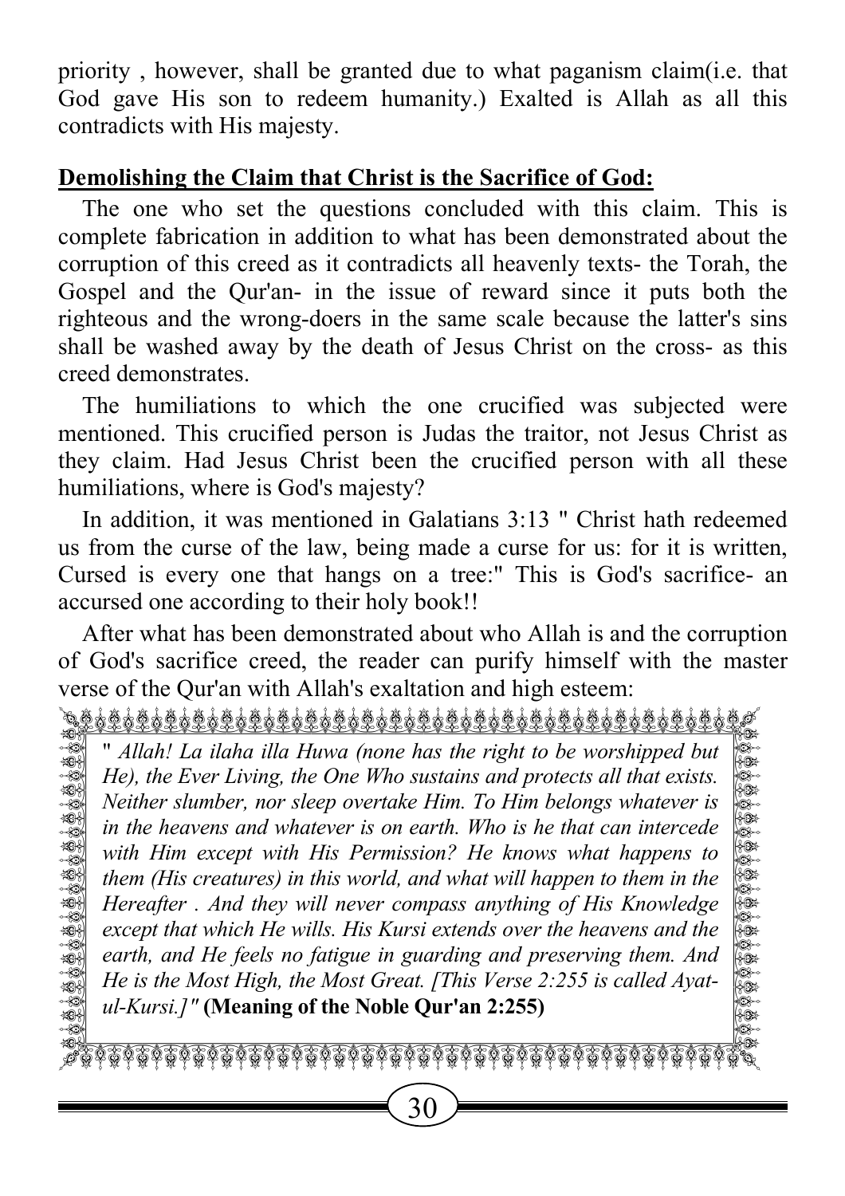priority , however, shall be granted due to what paganism claim(i.e. that God gave His son to redeem humanity.) Exalted is Allah as all this contradicts with His majesty.

**Demolishing the Claim that Christ is the Sacrifice of God:**

The one who set the questions concluded with this claim. This is complete fabrication in addition to what has been demonstrated about the corruption of this creed as it contradicts all heavenly texts- the Torah, the Gospel and the Qur'an- in the issue of reward since it puts both the righteous and the wrong-doers in the same scale because the latter's sins shall be washed away by the death of Jesus Christ on the cross- as this creed demonstrates.

The humiliations to which the one crucified was subjected were mentioned. This crucified person is Judas the traitor, not Jesus Christ as they claim. Had Jesus Christ been the crucified person with all these humiliations, where is God's majesty?

In addition, it was mentioned in Galatians 3:13 " Christ hath redeemed us from the curse of the law, being made a curse for us: for it is written, Cursed is every one that hangs on a tree:" This is God's sacrifice- an accursed one according to their holy book!!

After what has been demonstrated about who Allah is and the corruption of God's sacrifice creed, the reader can purify himself with the master verse of the Qur'an with Allah's exaltation and high esteem:

> " *Allah! La ilaha illa Huwa (none has the right to be worshipped but He), the Ever Living, the One Who sustains and protects all that exists. Neither slumber, nor sleep overtake Him. To Him belongs whatever is in the heavens and whatever is on earth. Who is he that can intercede with Him except with His Permission? He knows what happens to them (His creatures) in this world, and what will happen to them in the Hereafter . And they will never compass anything of His Knowledge except that which He wills. His Kursi extends over the heavens and the earth, and He feels no fatigue in guarding and preserving them. And He is the Most High, the Most Great. [This Verse 2:255 is called Ayat-ul-Kursi.]"* **(Meaning of the Noble Qur'an 2:255)**